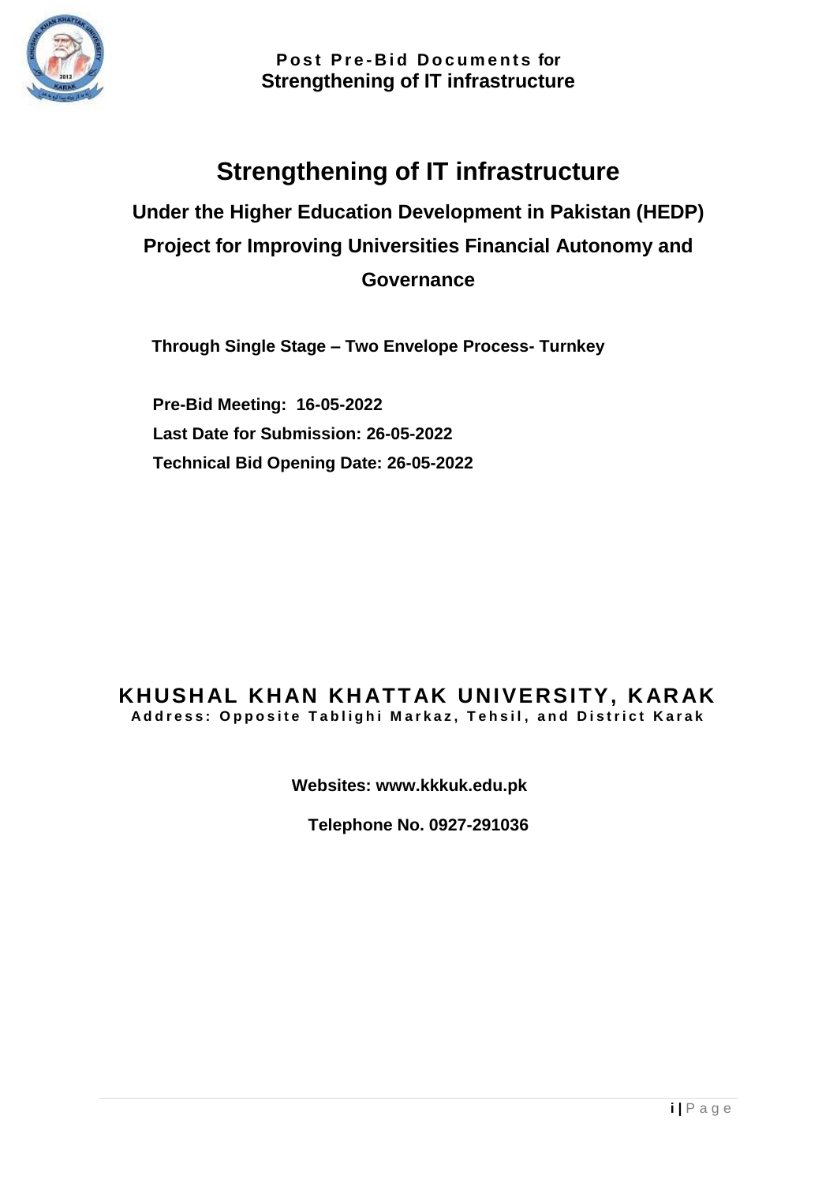# Strengthening of IT infrastructure

## Under the Higher Education Development in Pakistan (HEDP) Project for Improving Universities Financial Autonomy and Governance

**Through Single Stage – Two Envelope Process- Turnkey**

**Pre-Bid Meeting: 16-05-2022**
**Last Date for Submission: 26-05-2022**
**Technical Bid Opening Date: 26-05-2022**

**KHUSHAL KHAN KHATTAK UNIVERSITY, KARAK**
**Address: Opposite Tablighi Markaz, Tehsil, and District Karak**

**Websites: www.kkkuk.edu.pk**

**Telephone No. 0927-291036**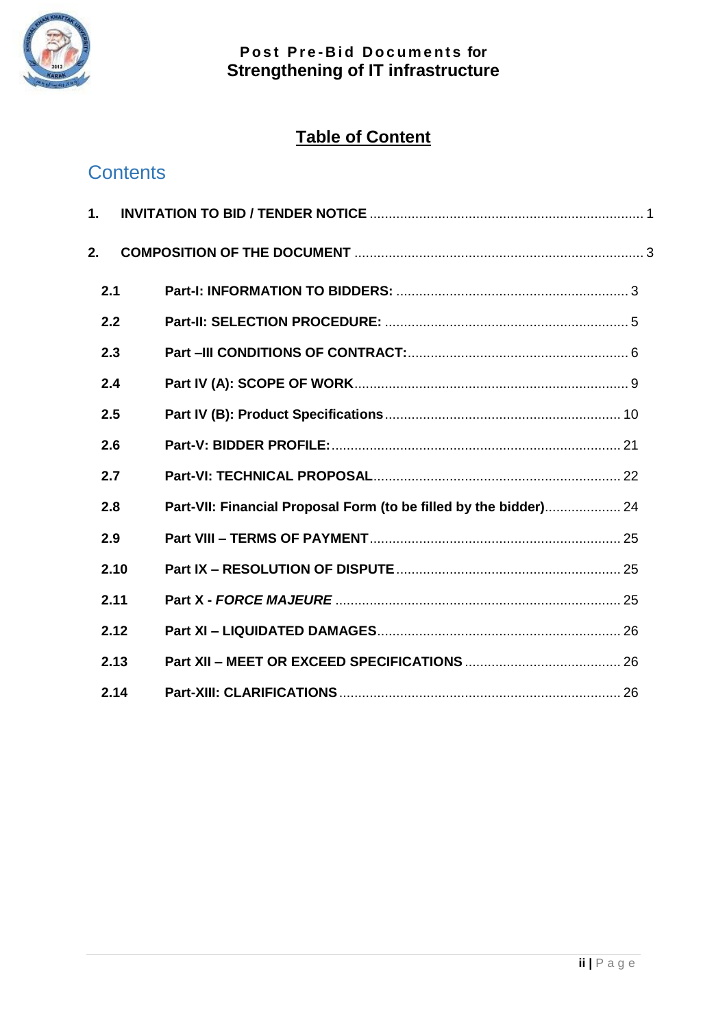# Table of Content

## Contents

1. **INVITATION TO BID / TENDER NOTICE** ........................................................................ 1

2. **COMPOSITION OF THE DOCUMENT** ........................................................................... 3

   2.1 **Part-I: INFORMATION TO BIDDERS:** ............................................................ 3

   2.2 **Part-II: SELECTION PROCEDURE:** ................................................................ 5

   2.3 **Part –III CONDITIONS OF CONTRACT:** ......................................................... 6

   2.4 **Part IV (A): SCOPE OF WORK** ........................................................................ 9

   2.5 **Part IV (B): Product Specifications** ............................................................. 10

   2.6 **Part-V: BIDDER PROFILE:** ............................................................................ 21

   2.7 **Part-VI: TECHNICAL PROPOSAL** ................................................................. 22

   2.8 **Part-VII: Financial Proposal Form (to be filled by the bidder)** .................... 24

   2.9 **Part VIII – TERMS OF PAYMENT** .................................................................. 25

   2.10 **Part IX – RESOLUTION OF DISPUTE** ........................................................... 25

   2.11 **Part X - *FORCE MAJEURE*** ........................................................................... 25

   2.12 **Part XI – LIQUIDATED DAMAGES** ................................................................ 26

   2.13 **Part XII – MEET OR EXCEED SPECIFICATIONS** ......................................... 26

   2.14 **Part-XIII: CLARIFICATIONS** .......................................................................... 26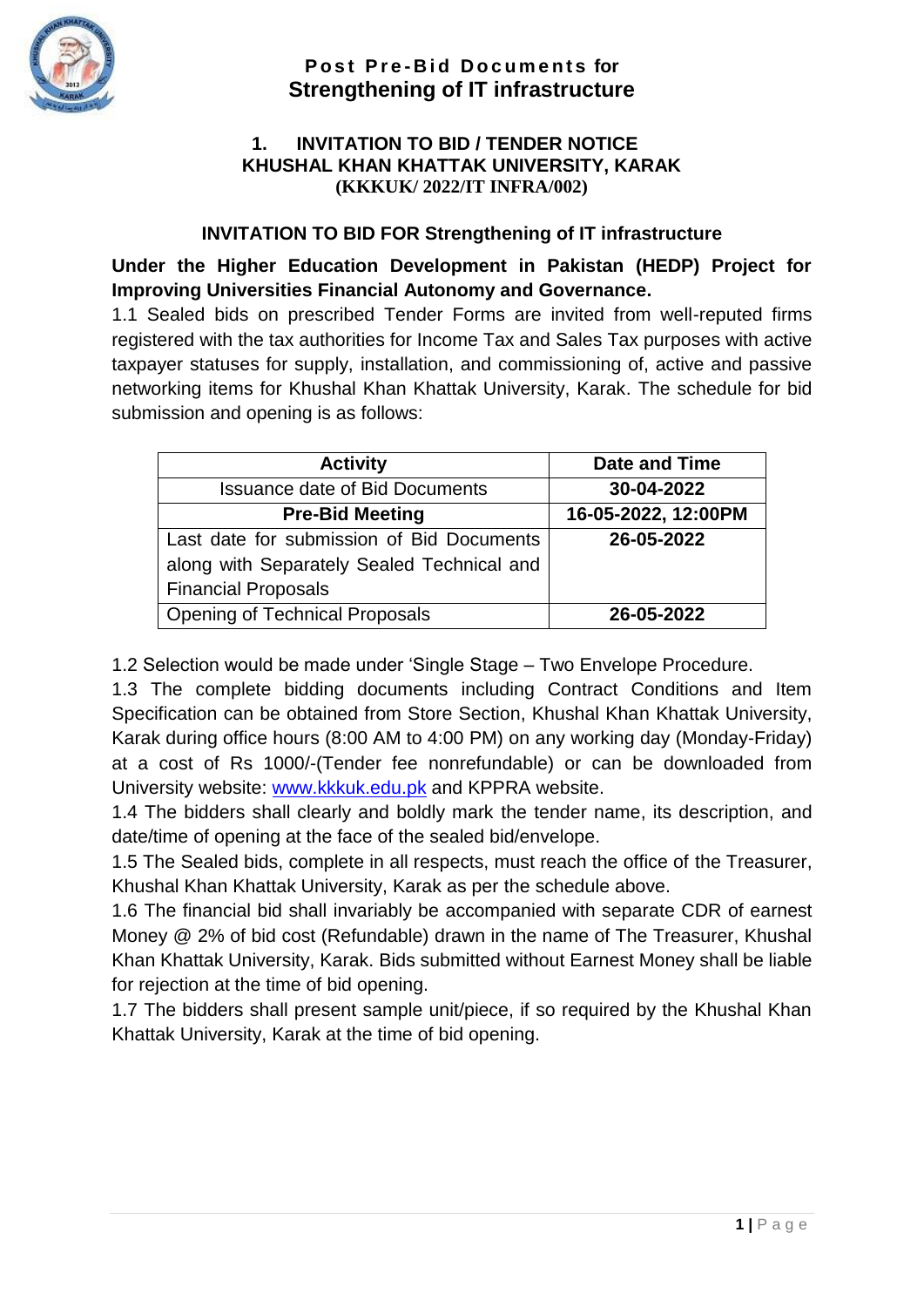# Post Pre-Bid Documents for
# Strengthening of IT infrastructure

## 1. INVITATION TO BID / TENDER NOTICE
## KHUSHAL KHAN KHATTAK UNIVERSITY, KARAK
**(KKKUK/ 2022/IT INFRA/002)**

### INVITATION TO BID FOR Strengthening of IT infrastructure

**Under the Higher Education Development in Pakistan (HEDP) Project for Improving Universities Financial Autonomy and Governance.**

1.1 Sealed bids on prescribed Tender Forms are invited from well-reputed firms registered with the tax authorities for Income Tax and Sales Tax purposes with active taxpayer statuses for supply, installation, and commissioning of, active and passive networking items for Khushal Khan Khattak University, Karak. The schedule for bid submission and opening is as follows:

| Activity | Date and Time |
|---|---|
| Issuance date of Bid Documents | **30-04-2022** |
| **Pre-Bid Meeting** | **16-05-2022, 12:00PM** |
| Last date for submission of Bid Documents along with Separately Sealed Technical and Financial Proposals | **26-05-2022** |
| Opening of Technical Proposals | **26-05-2022** |

1.2 Selection would be made under 'Single Stage – Two Envelope Procedure.

1.3 The complete bidding documents including Contract Conditions and Item Specification can be obtained from Store Section, Khushal Khan Khattak University, Karak during office hours (8:00 AM to 4:00 PM) on any working day (Monday-Friday) at a cost of Rs 1000/-(Tender fee nonrefundable) or can be downloaded from University website: www.kkkuk.edu.pk and KPPRA website.

1.4 The bidders shall clearly and boldly mark the tender name, its description, and date/time of opening at the face of the sealed bid/envelope.

1.5 The Sealed bids, complete in all respects, must reach the office of the Treasurer, Khushal Khan Khattak University, Karak as per the schedule above.

1.6 The financial bid shall invariably be accompanied with separate CDR of earnest Money @ 2% of bid cost (Refundable) drawn in the name of The Treasurer, Khushal Khan Khattak University, Karak. Bids submitted without Earnest Money shall be liable for rejection at the time of bid opening.

1.7 The bidders shall present sample unit/piece, if so required by the Khushal Khan Khattak University, Karak at the time of bid opening.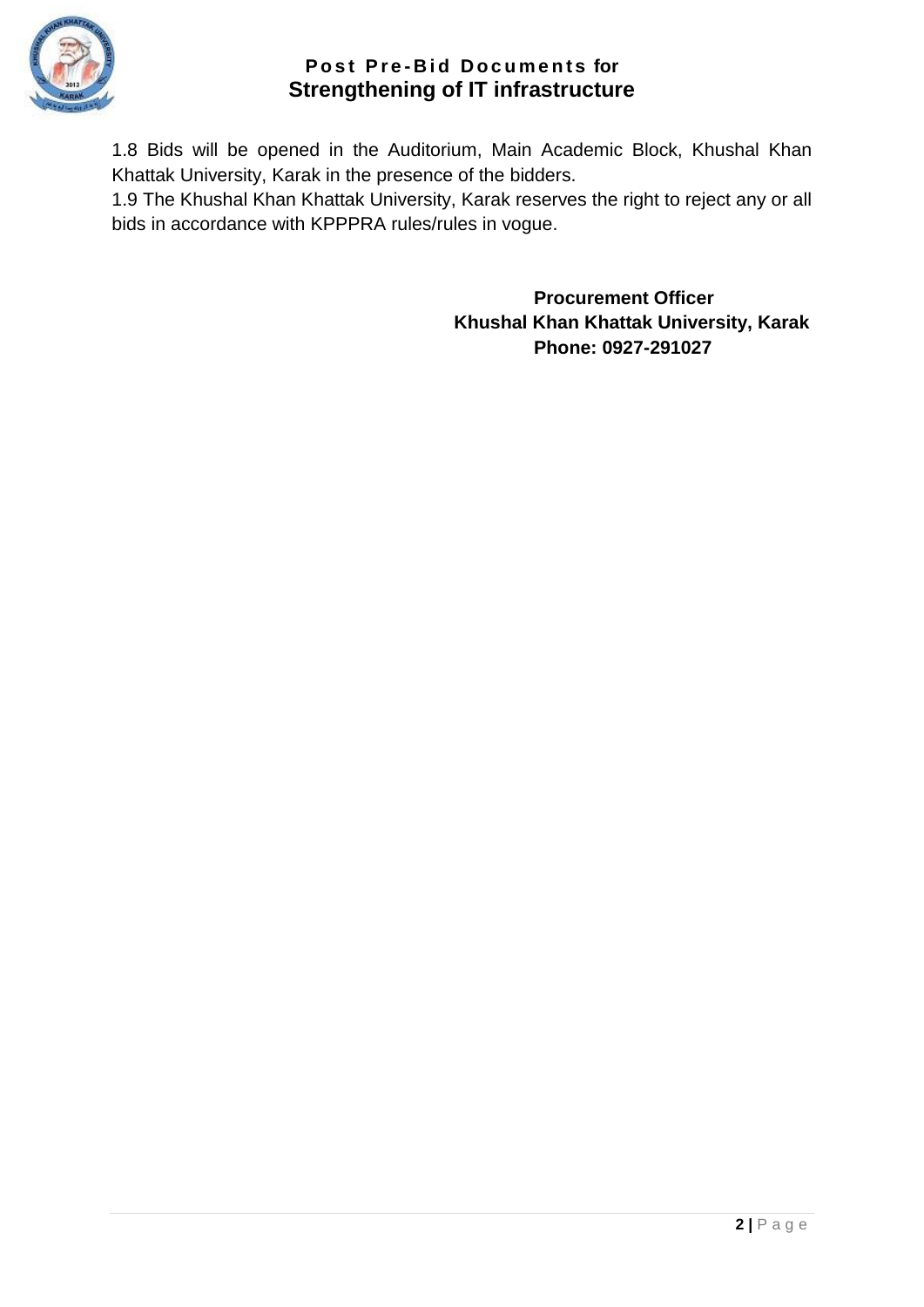1.8 Bids will be opened in the Auditorium, Main Academic Block, Khushal Khan Khattak University, Karak in the presence of the bidders.

1.9 The Khushal Khan Khattak University, Karak reserves the right to reject any or all bids in accordance with KPPPRA rules/rules in vogue.

**Procurement Officer**
**Khushal Khan Khattak University, Karak**
**Phone: 0927-291027**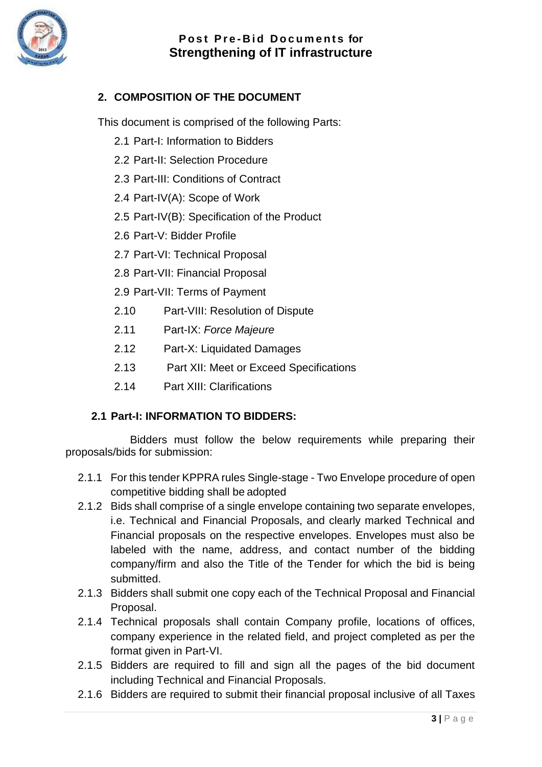## 2. COMPOSITION OF THE DOCUMENT

This document is comprised of the following Parts:

- 2.1 Part-I: Information to Bidders
- 2.2 Part-II: Selection Procedure
- 2.3 Part-III: Conditions of Contract
- 2.4 Part-IV(A): Scope of Work
- 2.5 Part-IV(B): Specification of the Product
- 2.6 Part-V: Bidder Profile
- 2.7 Part-VI: Technical Proposal
- 2.8 Part-VII: Financial Proposal
- 2.9 Part-VII: Terms of Payment
- 2.10 Part-VIII: Resolution of Dispute
- 2.11 Part-IX: *Force Majeure*
- 2.12 Part-X: Liquidated Damages
- 2.13 Part XII: Meet or Exceed Specifications
- 2.14 Part XIII: Clarifications

### 2.1 Part-I: INFORMATION TO BIDDERS:

Bidders must follow the below requirements while preparing their proposals/bids for submission:

- 2.1.1 For this tender KPPRA rules Single-stage - Two Envelope procedure of open competitive bidding shall be adopted
- 2.1.2 Bids shall comprise of a single envelope containing two separate envelopes, i.e. Technical and Financial Proposals, and clearly marked Technical and Financial proposals on the respective envelopes. Envelopes must also be labeled with the name, address, and contact number of the bidding company/firm and also the Title of the Tender for which the bid is being submitted.
- 2.1.3 Bidders shall submit one copy each of the Technical Proposal and Financial Proposal.
- 2.1.4 Technical proposals shall contain Company profile, locations of offices, company experience in the related field, and project completed as per the format given in Part-VI.
- 2.1.5 Bidders are required to fill and sign all the pages of the bid document including Technical and Financial Proposals.
- 2.1.6 Bidders are required to submit their financial proposal inclusive of all Taxes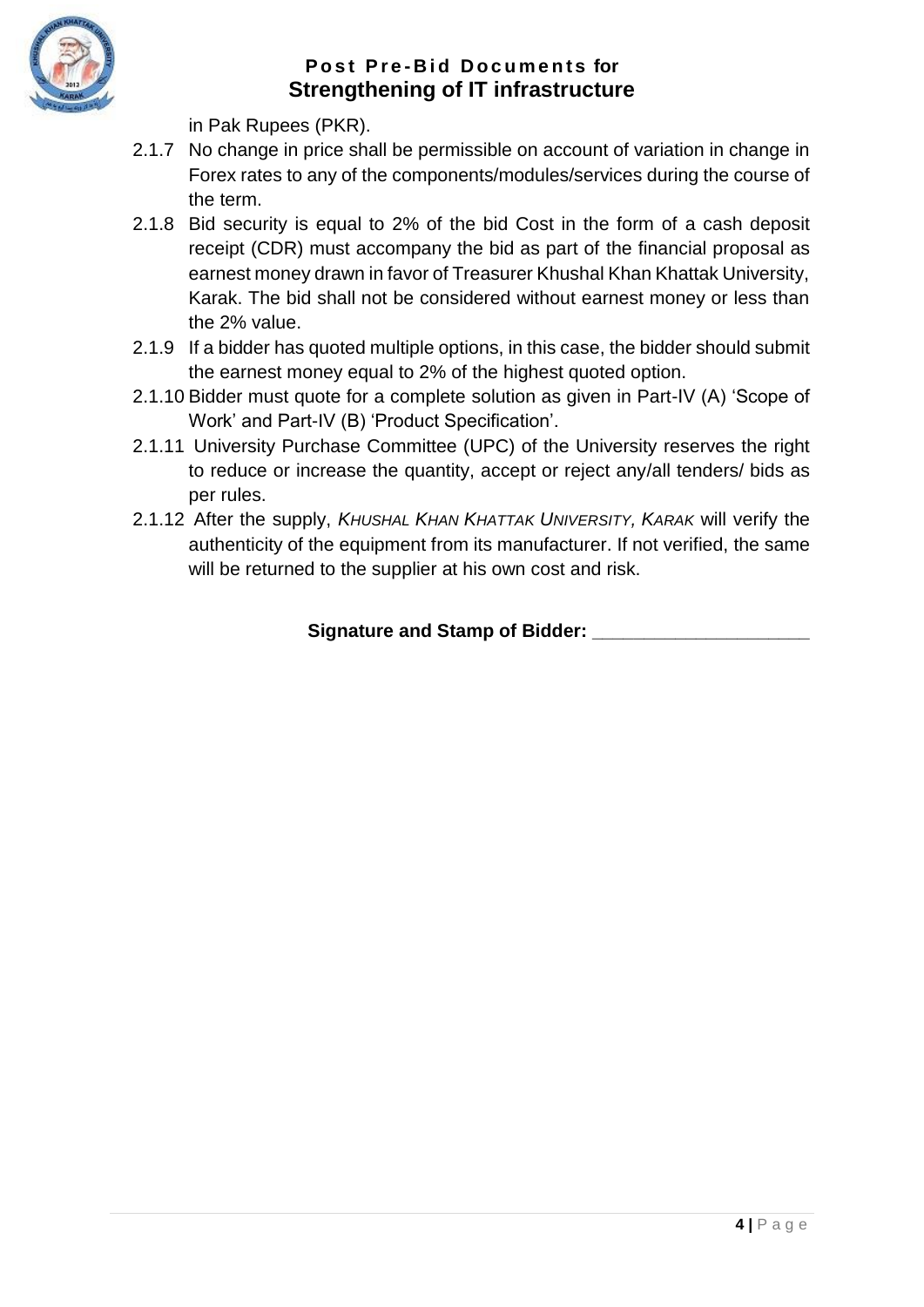in Pak Rupees (PKR).

2.1.7 No change in price shall be permissible on account of variation in change in Forex rates to any of the components/modules/services during the course of the term.

2.1.8 Bid security is equal to 2% of the bid Cost in the form of a cash deposit receipt (CDR) must accompany the bid as part of the financial proposal as earnest money drawn in favor of Treasurer Khushal Khan Khattak University, Karak. The bid shall not be considered without earnest money or less than the 2% value.

2.1.9 If a bidder has quoted multiple options, in this case, the bidder should submit the earnest money equal to 2% of the highest quoted option.

2.1.10 Bidder must quote for a complete solution as given in Part-IV (A) 'Scope of Work' and Part-IV (B) 'Product Specification'.

2.1.11 University Purchase Committee (UPC) of the University reserves the right to reduce or increase the quantity, accept or reject any/all tenders/ bids as per rules.

2.1.12 After the supply, *KHUSHAL KHAN KHATTAK UNIVERSITY, KARAK* will verify the authenticity of the equipment from its manufacturer. If not verified, the same will be returned to the supplier at his own cost and risk.

**Signature and Stamp of Bidder: ____________________**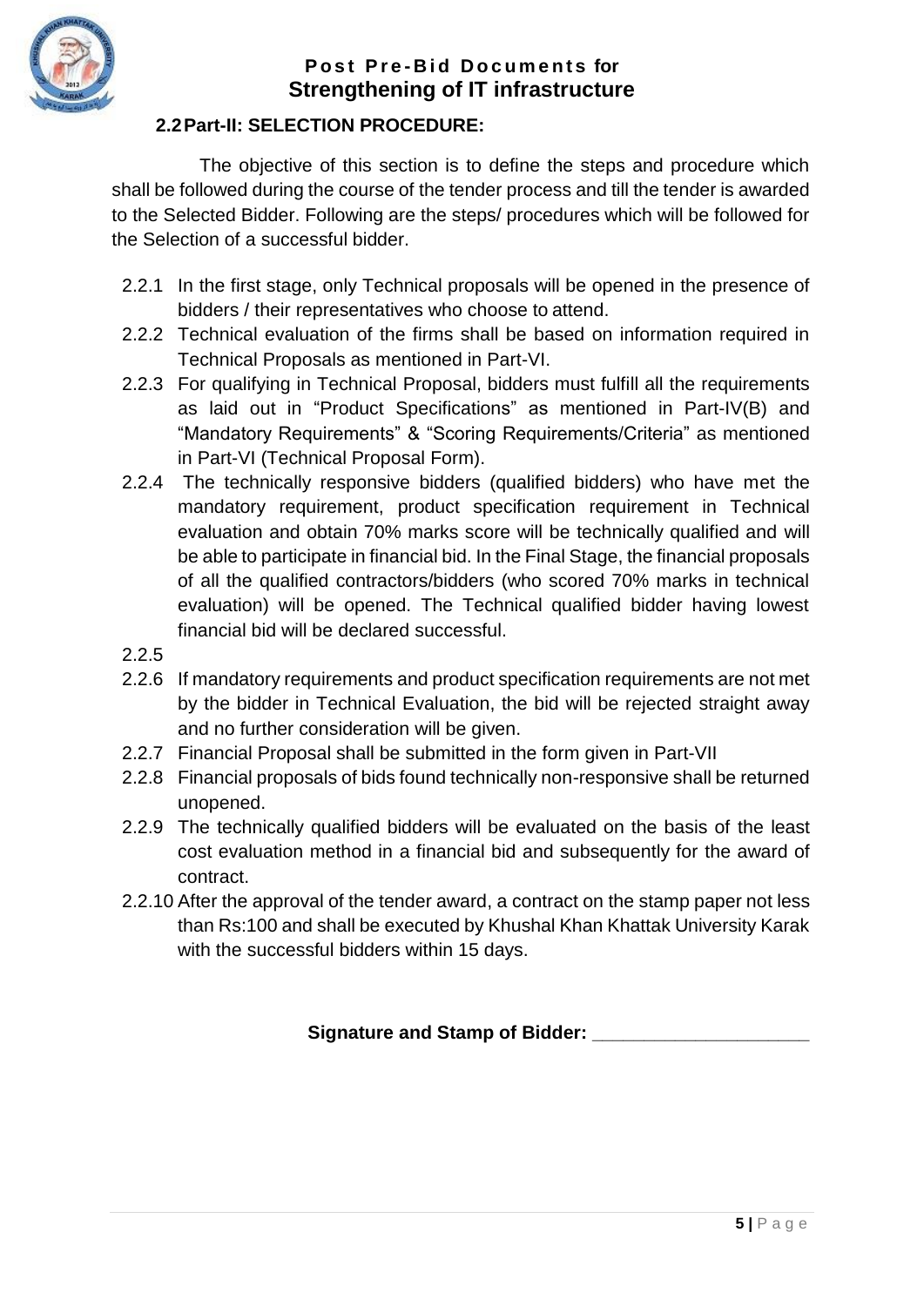### 2.2 Part-II: SELECTION PROCEDURE:

The objective of this section is to define the steps and procedure which shall be followed during the course of the tender process and till the tender is awarded to the Selected Bidder. Following are the steps/ procedures which will be followed for the Selection of a successful bidder.

2.2.1 In the first stage, only Technical proposals will be opened in the presence of bidders / their representatives who choose to attend.

2.2.2 Technical evaluation of the firms shall be based on information required in Technical Proposals as mentioned in Part-VI.

2.2.3 For qualifying in Technical Proposal, bidders must fulfill all the requirements as laid out in "Product Specifications" as mentioned in Part-IV(B) and "Mandatory Requirements" & "Scoring Requirements/Criteria" as mentioned in Part-VI (Technical Proposal Form).

2.2.4 The technically responsive bidders (qualified bidders) who have met the mandatory requirement, product specification requirement in Technical evaluation and obtain 70% marks score will be technically qualified and will be able to participate in financial bid. In the Final Stage, the financial proposals of all the qualified contractors/bidders (who scored 70% marks in technical evaluation) will be opened. The Technical qualified bidder having lowest financial bid will be declared successful.

2.2.5

2.2.6 If mandatory requirements and product specification requirements are not met by the bidder in Technical Evaluation, the bid will be rejected straight away and no further consideration will be given.

2.2.7 Financial Proposal shall be submitted in the form given in Part-VII

2.2.8 Financial proposals of bids found technically non-responsive shall be returned unopened.

2.2.9 The technically qualified bidders will be evaluated on the basis of the least cost evaluation method in a financial bid and subsequently for the award of contract.

2.2.10 After the approval of the tender award, a contract on the stamp paper not less than Rs:100 and shall be executed by Khushal Khan Khattak University Karak with the successful bidders within 15 days.

**Signature and Stamp of Bidder: ____________________**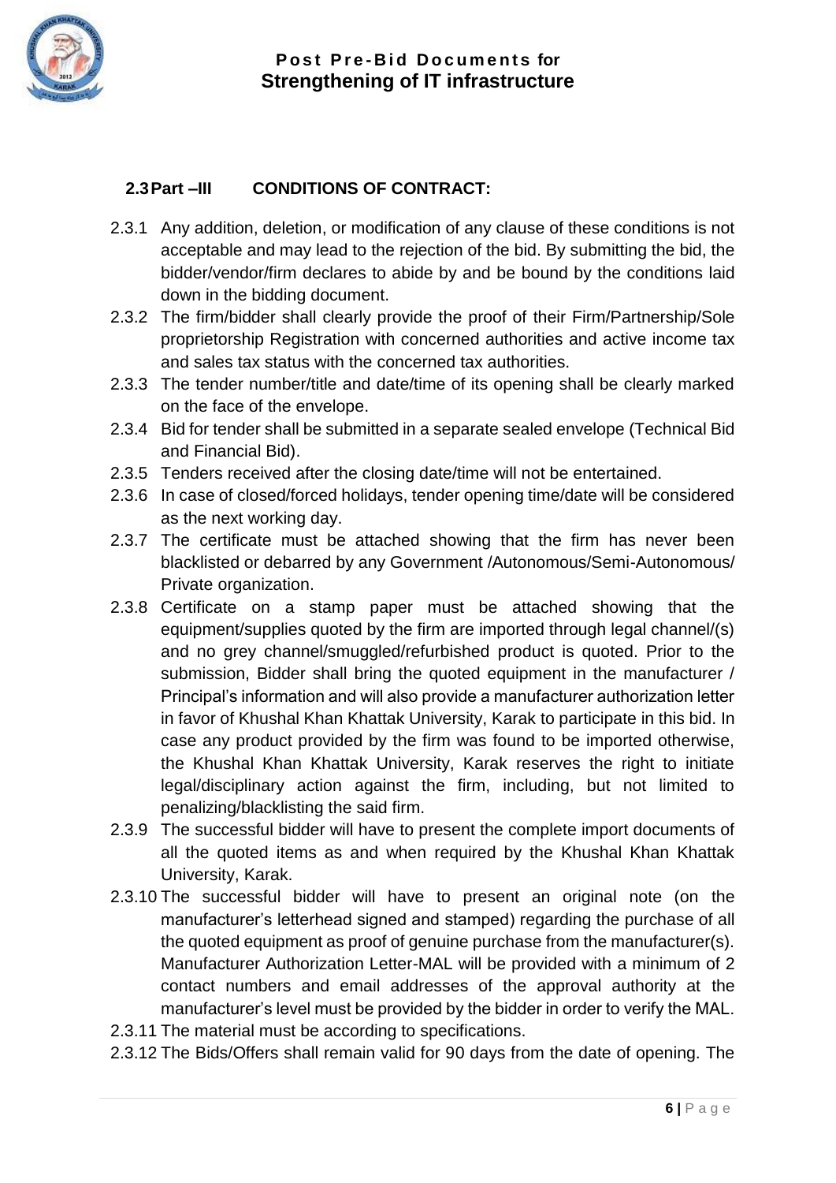### 2.3 Part –III CONDITIONS OF CONTRACT:

2.3.1 Any addition, deletion, or modification of any clause of these conditions is not acceptable and may lead to the rejection of the bid. By submitting the bid, the bidder/vendor/firm declares to abide by and be bound by the conditions laid down in the bidding document.

2.3.2 The firm/bidder shall clearly provide the proof of their Firm/Partnership/Sole proprietorship Registration with concerned authorities and active income tax and sales tax status with the concerned tax authorities.

2.3.3 The tender number/title and date/time of its opening shall be clearly marked on the face of the envelope.

2.3.4 Bid for tender shall be submitted in a separate sealed envelope (Technical Bid and Financial Bid).

2.3.5 Tenders received after the closing date/time will not be entertained.

2.3.6 In case of closed/forced holidays, tender opening time/date will be considered as the next working day.

2.3.7 The certificate must be attached showing that the firm has never been blacklisted or debarred by any Government /Autonomous/Semi-Autonomous/ Private organization.

2.3.8 Certificate on a stamp paper must be attached showing that the equipment/supplies quoted by the firm are imported through legal channel/(s) and no grey channel/smuggled/refurbished product is quoted. Prior to the submission, Bidder shall bring the quoted equipment in the manufacturer / Principal's information and will also provide a manufacturer authorization letter in favor of Khushal Khan Khattak University, Karak to participate in this bid. In case any product provided by the firm was found to be imported otherwise, the Khushal Khan Khattak University, Karak reserves the right to initiate legal/disciplinary action against the firm, including, but not limited to penalizing/blacklisting the said firm.

2.3.9 The successful bidder will have to present the complete import documents of all the quoted items as and when required by the Khushal Khan Khattak University, Karak.

2.3.10 The successful bidder will have to present an original note (on the manufacturer's letterhead signed and stamped) regarding the purchase of all the quoted equipment as proof of genuine purchase from the manufacturer(s). Manufacturer Authorization Letter-MAL will be provided with a minimum of 2 contact numbers and email addresses of the approval authority at the manufacturer's level must be provided by the bidder in order to verify the MAL.

2.3.11 The material must be according to specifications.

2.3.12 The Bids/Offers shall remain valid for 90 days from the date of opening. The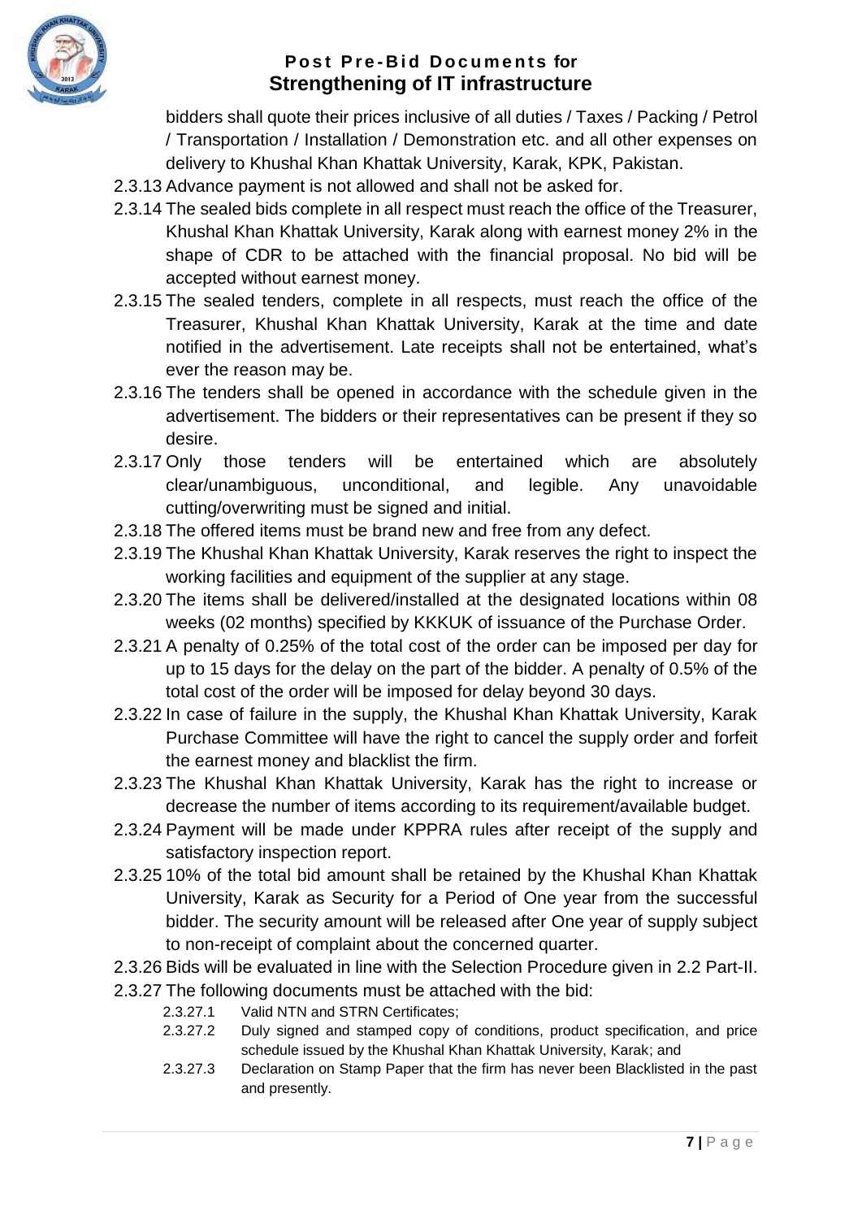bidders shall quote their prices inclusive of all duties / Taxes / Packing / Petrol / Transportation / Installation / Demonstration etc. and all other expenses on delivery to Khushal Khan Khattak University, Karak, KPK, Pakistan.

2.3.13 Advance payment is not allowed and shall not be asked for.

2.3.14 The sealed bids complete in all respect must reach the office of the Treasurer, Khushal Khan Khattak University, Karak along with earnest money 2% in the shape of CDR to be attached with the financial proposal. No bid will be accepted without earnest money.

2.3.15 The sealed tenders, complete in all respects, must reach the office of the Treasurer, Khushal Khan Khattak University, Karak at the time and date notified in the advertisement. Late receipts shall not be entertained, what's ever the reason may be.

2.3.16 The tenders shall be opened in accordance with the schedule given in the advertisement. The bidders or their representatives can be present if they so desire.

2.3.17 Only those tenders will be entertained which are absolutely clear/unambiguous, unconditional, and legible. Any unavoidable cutting/overwriting must be signed and initial.

2.3.18 The offered items must be brand new and free from any defect.

2.3.19 The Khushal Khan Khattak University, Karak reserves the right to inspect the working facilities and equipment of the supplier at any stage.

2.3.20 The items shall be delivered/installed at the designated locations within 08 weeks (02 months) specified by KKKUK of issuance of the Purchase Order.

2.3.21 A penalty of 0.25% of the total cost of the order can be imposed per day for up to 15 days for the delay on the part of the bidder. A penalty of 0.5% of the total cost of the order will be imposed for delay beyond 30 days.

2.3.22 In case of failure in the supply, the Khushal Khan Khattak University, Karak Purchase Committee will have the right to cancel the supply order and forfeit the earnest money and blacklist the firm.

2.3.23 The Khushal Khan Khattak University, Karak has the right to increase or decrease the number of items according to its requirement/available budget.

2.3.24 Payment will be made under KPPRA rules after receipt of the supply and satisfactory inspection report.

2.3.25 10% of the total bid amount shall be retained by the Khushal Khan Khattak University, Karak as Security for a Period of One year from the successful bidder. The security amount will be released after One year of supply subject to non-receipt of complaint about the concerned quarter.

2.3.26 Bids will be evaluated in line with the Selection Procedure given in 2.2 Part-II.

2.3.27 The following documents must be attached with the bid:

- 2.3.27.1 Valid NTN and STRN Certificates;
- 2.3.27.2 Duly signed and stamped copy of conditions, product specification, and price schedule issued by the Khushal Khan Khattak University, Karak; and
- 2.3.27.3 Declaration on Stamp Paper that the firm has never been Blacklisted in the past and presently.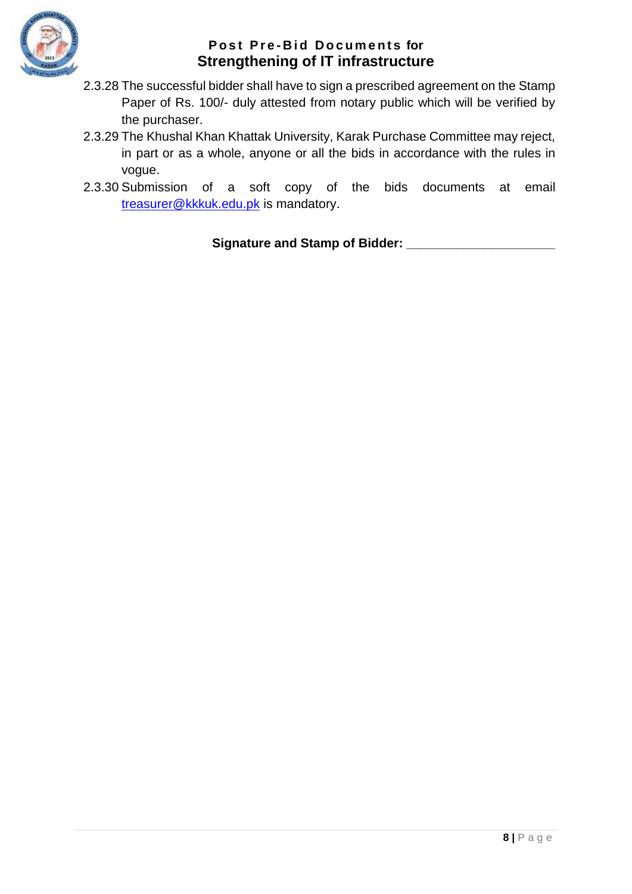2.3.28 The successful bidder shall have to sign a prescribed agreement on the Stamp Paper of Rs. 100/- duly attested from notary public which will be verified by the purchaser.

2.3.29 The Khushal Khan Khattak University, Karak Purchase Committee may reject, in part or as a whole, anyone or all the bids in accordance with the rules in vogue.

2.3.30 Submission of a soft copy of the bids documents at email treasurer@kkkuk.edu.pk is mandatory.

**Signature and Stamp of Bidder: ____________________**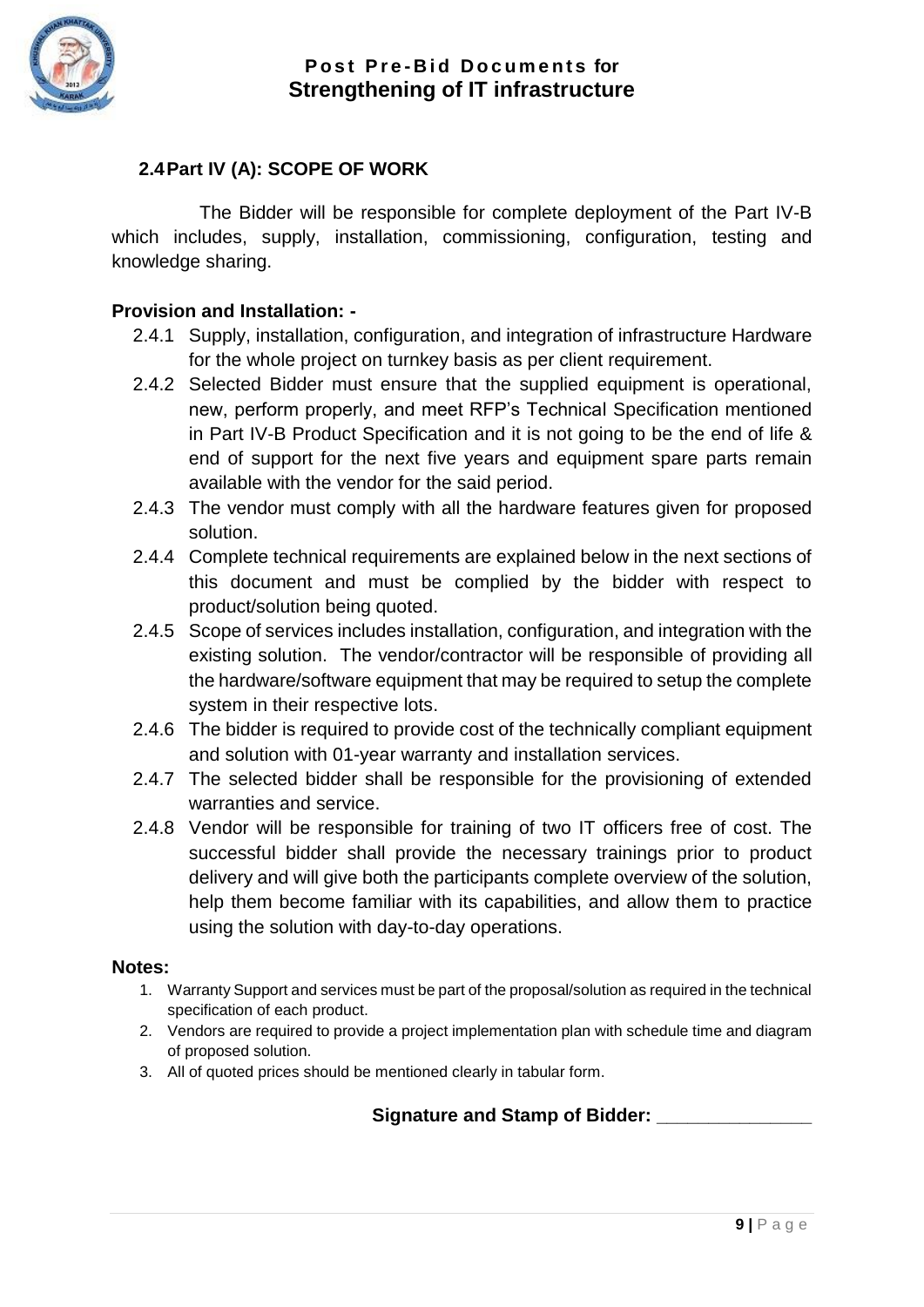## 2.4 Part IV (A): SCOPE OF WORK

The Bidder will be responsible for complete deployment of the Part IV-B which includes, supply, installation, commissioning, configuration, testing and knowledge sharing.

**Provision and Installation: -**

2.4.1 Supply, installation, configuration, and integration of infrastructure Hardware for the whole project on turnkey basis as per client requirement.

2.4.2 Selected Bidder must ensure that the supplied equipment is operational, new, perform properly, and meet RFP's Technical Specification mentioned in Part IV-B Product Specification and it is not going to be the end of life & end of support for the next five years and equipment spare parts remain available with the vendor for the said period.

2.4.3 The vendor must comply with all the hardware features given for proposed solution.

2.4.4 Complete technical requirements are explained below in the next sections of this document and must be complied by the bidder with respect to product/solution being quoted.

2.4.5 Scope of services includes installation, configuration, and integration with the existing solution. The vendor/contractor will be responsible of providing all the hardware/software equipment that may be required to setup the complete system in their respective lots.

2.4.6 The bidder is required to provide cost of the technically compliant equipment and solution with 01-year warranty and installation services.

2.4.7 The selected bidder shall be responsible for the provisioning of extended warranties and service.

2.4.8 Vendor will be responsible for training of two IT officers free of cost. The successful bidder shall provide the necessary trainings prior to product delivery and will give both the participants complete overview of the solution, help them become familiar with its capabilities, and allow them to practice using the solution with day-to-day operations.

**Notes:**

1. Warranty Support and services must be part of the proposal/solution as required in the technical specification of each product.
2. Vendors are required to provide a project implementation plan with schedule time and diagram of proposed solution.
3. All of quoted prices should be mentioned clearly in tabular form.

**Signature and Stamp of Bidder: _______________**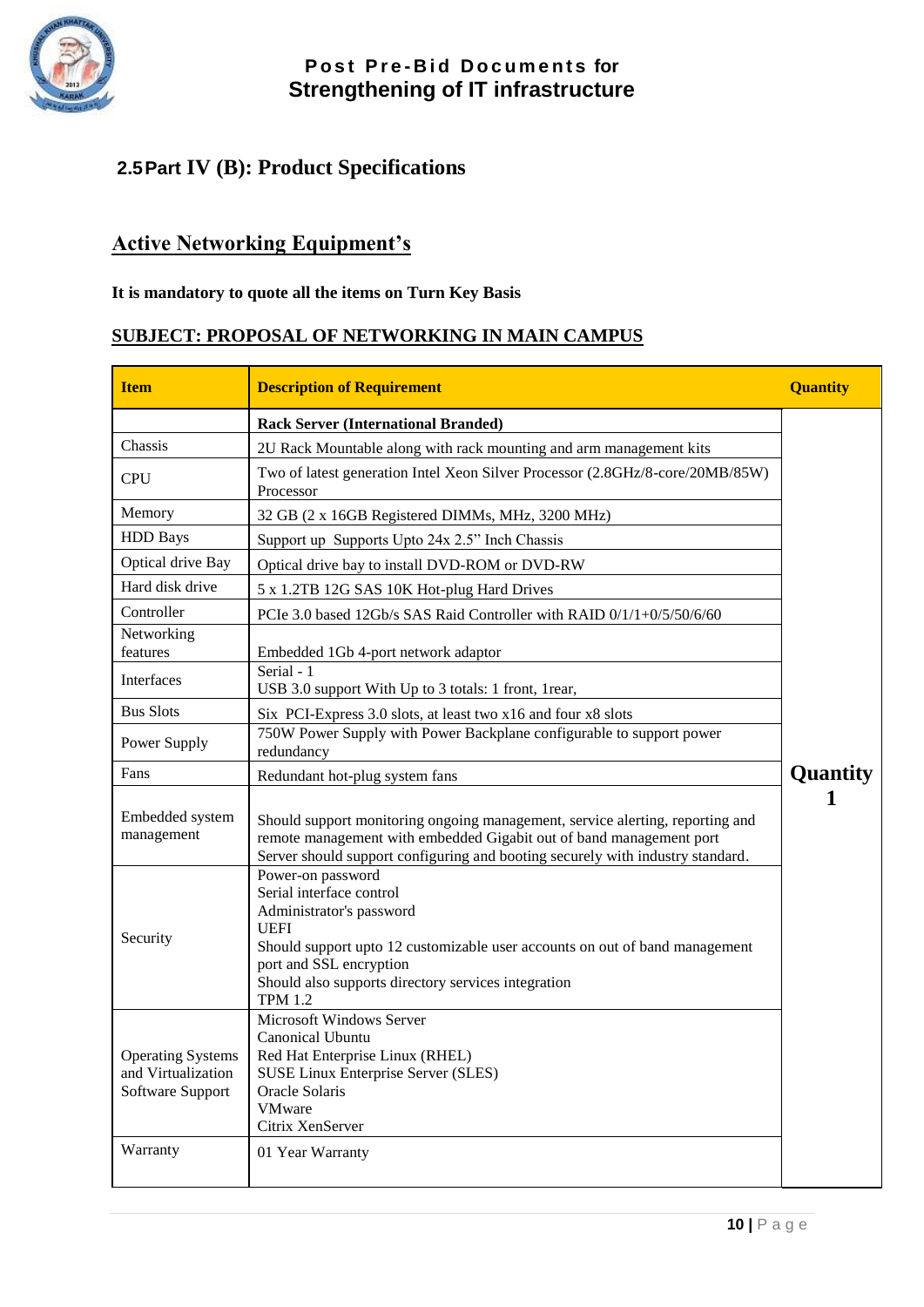## 2.5 Part IV (B): Product Specifications

## Active Networking Equipment's

**It is mandatory to quote all the items on Turn Key Basis**

**SUBJECT: PROPOSAL OF NETWORKING IN MAIN CAMPUS**

| Item | Description of Requirement | Quantity |
|---|---|---|
| | **Rack Server (International Branded)** | **Quantity 1** |
| Chassis | 2U Rack Mountable along with rack mounting and arm management kits | |
| CPU | Two of latest generation Intel Xeon Silver Processor (2.8GHz/8-core/20MB/85W) Processor | |
| Memory | 32 GB (2 x 16GB Registered DIMMs, MHz, 3200 MHz) | |
| HDD Bays | Support up Supports Upto 24x 2.5" Inch Chassis | |
| Optical drive Bay | Optical drive bay to install DVD-ROM or DVD-RW | |
| Hard disk drive | 5 x 1.2TB 12G SAS 10K Hot-plug Hard Drives | |
| Controller | PCIe 3.0 based 12Gb/s SAS Raid Controller with RAID 0/1/1+0/5/50/6/60 | |
| Networking features | Embedded 1Gb 4-port network adaptor | |
| Interfaces | Serial - 1<br>USB 3.0 support With Up to 3 totals: 1 front, 1rear, | |
| Bus Slots | Six PCI-Express 3.0 slots, at least two x16 and four x8 slots | |
| Power Supply | 750W Power Supply with Power Backplane configurable to support power redundancy | |
| Fans | Redundant hot-plug system fans | |
| Embedded system management | Should support monitoring ongoing management, service alerting, reporting and remote management with embedded Gigabit out of band management port<br>Server should support configuring and booting securely with industry standard. | |
| Security | Power-on password<br>Serial interface control<br>Administrator's password<br>UEFI<br>Should support upto 12 customizable user accounts on out of band management port and SSL encryption<br>Should also supports directory services integration<br>TPM 1.2 | |
| Operating Systems and Virtualization Software Support | Microsoft Windows Server<br>Canonical Ubuntu<br>Red Hat Enterprise Linux (RHEL)<br>SUSE Linux Enterprise Server (SLES)<br>Oracle Solaris<br>VMware<br>Citrix XenServer | |
| Warranty | 01 Year Warranty | |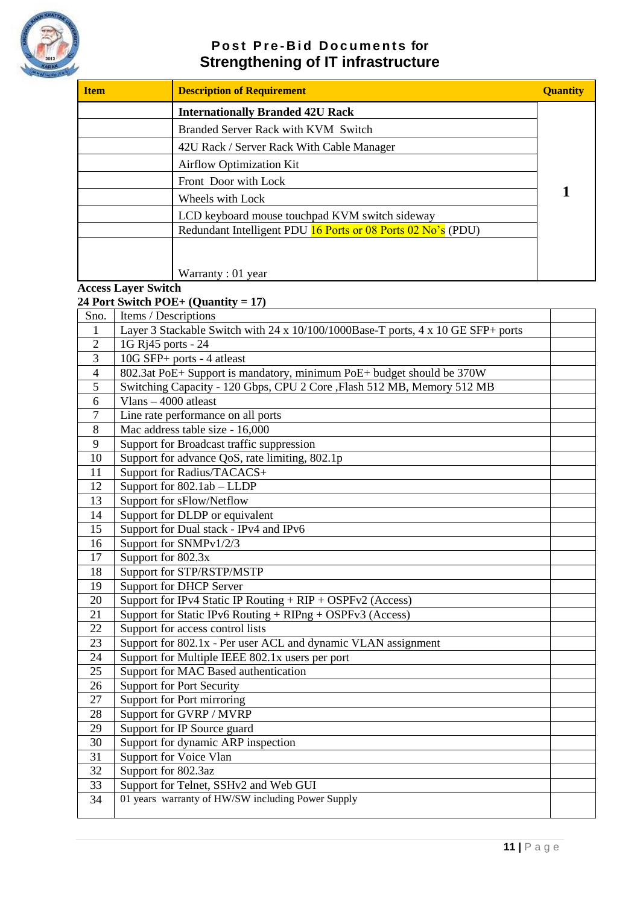| Item | Description of Requirement | Quantity |
|---|---|---|
| | **Internationally Branded 42U Rack** | 1 |
| | Branded Server Rack with KVM Switch | |
| | 42U Rack / Server Rack With Cable Manager | |
| | Airflow Optimization Kit | |
| | Front Door with Lock | |
| | Wheels with Lock | |
| | LCD keyboard mouse touchpad KVM switch sideway | |
| | Redundant Intelligent PDU 16 Ports or 08 Ports 02 No's (PDU) | |
| | Warranty : 01 year | |

**Access Layer Switch**

**24 Port Switch POE+ (Quantity = 17)**

| Sno. | Items / Descriptions | |
|---|---|---|
| 1 | Layer 3 Stackable Switch with 24 x 10/100/1000Base-T ports, 4 x 10 GE SFP+ ports | |
| 2 | 1G Rj45 ports - 24 | |
| 3 | 10G SFP+ ports - 4 atleast | |
| 4 | 802.3at PoE+ Support is mandatory, minimum PoE+ budget should be 370W | |
| 5 | Switching Capacity - 120 Gbps, CPU 2 Core ,Flash 512 MB, Memory 512 MB | |
| 6 | Vlans – 4000 atleast | |
| 7 | Line rate performance on all ports | |
| 8 | Mac address table size - 16,000 | |
| 9 | Support for Broadcast traffic suppression | |
| 10 | Support for advance QoS, rate limiting, 802.1p | |
| 11 | Support for Radius/TACACS+ | |
| 12 | Support for 802.1ab – LLDP | |
| 13 | Support for sFlow/Netflow | |
| 14 | Support for DLDP or equivalent | |
| 15 | Support for Dual stack - IPv4 and IPv6 | |
| 16 | Support for SNMPv1/2/3 | |
| 17 | Support for 802.3x | |
| 18 | Support for STP/RSTP/MSTP | |
| 19 | Support for DHCP Server | |
| 20 | Support for IPv4 Static IP Routing + RIP + OSPFv2 (Access) | |
| 21 | Support for Static IPv6 Routing + RIPng + OSPFv3 (Access) | |
| 22 | Support for access control lists | |
| 23 | Support for 802.1x - Per user ACL and dynamic VLAN assignment | |
| 24 | Support for Multiple IEEE 802.1x users per port | |
| 25 | Support for MAC Based authentication | |
| 26 | Support for Port Security | |
| 27 | Support for Port mirroring | |
| 28 | Support for GVRP / MVRP | |
| 29 | Support for IP Source guard | |
| 30 | Support for dynamic ARP inspection | |
| 31 | Support for Voice Vlan | |
| 32 | Support for 802.3az | |
| 33 | Support for Telnet, SSHv2 and Web GUI | |
| 34 | 01 years warranty of HW/SW including Power Supply | |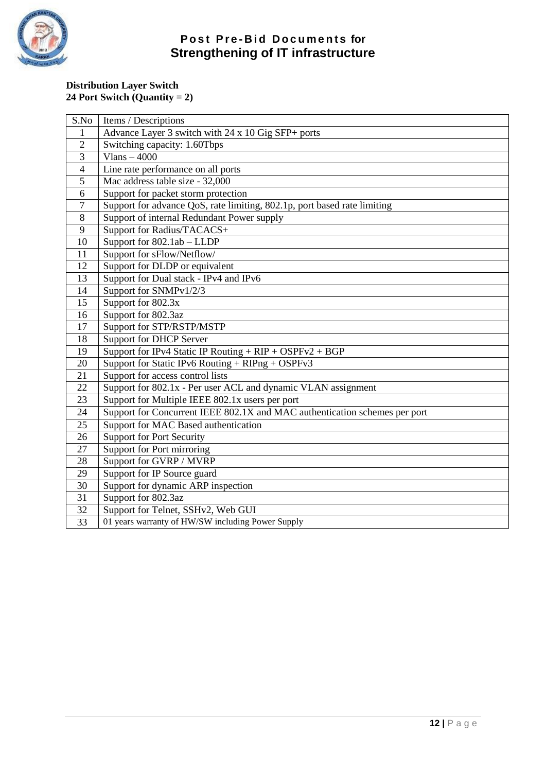**Distribution Layer Switch**
**24 Port Switch (Quantity = 2)**

| S.No | Items / Descriptions |
|---|---|
| 1 | Advance Layer 3 switch with 24 x 10 Gig SFP+ ports |
| 2 | Switching capacity: 1.60Tbps |
| 3 | Vlans – 4000 |
| 4 | Line rate performance on all ports |
| 5 | Mac address table size - 32,000 |
| 6 | Support for packet storm protection |
| 7 | Support for advance QoS, rate limiting, 802.1p, port based rate limiting |
| 8 | Support of internal Redundant Power supply |
| 9 | Support for Radius/TACACS+ |
| 10 | Support for 802.1ab – LLDP |
| 11 | Support for sFlow/Netflow/ |
| 12 | Support for DLDP or equivalent |
| 13 | Support for Dual stack - IPv4 and IPv6 |
| 14 | Support for SNMPv1/2/3 |
| 15 | Support for 802.3x |
| 16 | Support for 802.3az |
| 17 | Support for STP/RSTP/MSTP |
| 18 | Support for DHCP Server |
| 19 | Support for IPv4 Static IP Routing + RIP + OSPFv2 + BGP |
| 20 | Support for Static IPv6 Routing + RIPng + OSPFv3 |
| 21 | Support for access control lists |
| 22 | Support for 802.1x - Per user ACL and dynamic VLAN assignment |
| 23 | Support for Multiple IEEE 802.1x users per port |
| 24 | Support for Concurrent IEEE 802.1X and MAC authentication schemes per port |
| 25 | Support for MAC Based authentication |
| 26 | Support for Port Security |
| 27 | Support for Port mirroring |
| 28 | Support for GVRP / MVRP |
| 29 | Support for IP Source guard |
| 30 | Support for dynamic ARP inspection |
| 31 | Support for 802.3az |
| 32 | Support for Telnet, SSHv2, Web GUI |
| 33 | 01 years warranty of HW/SW including Power Supply |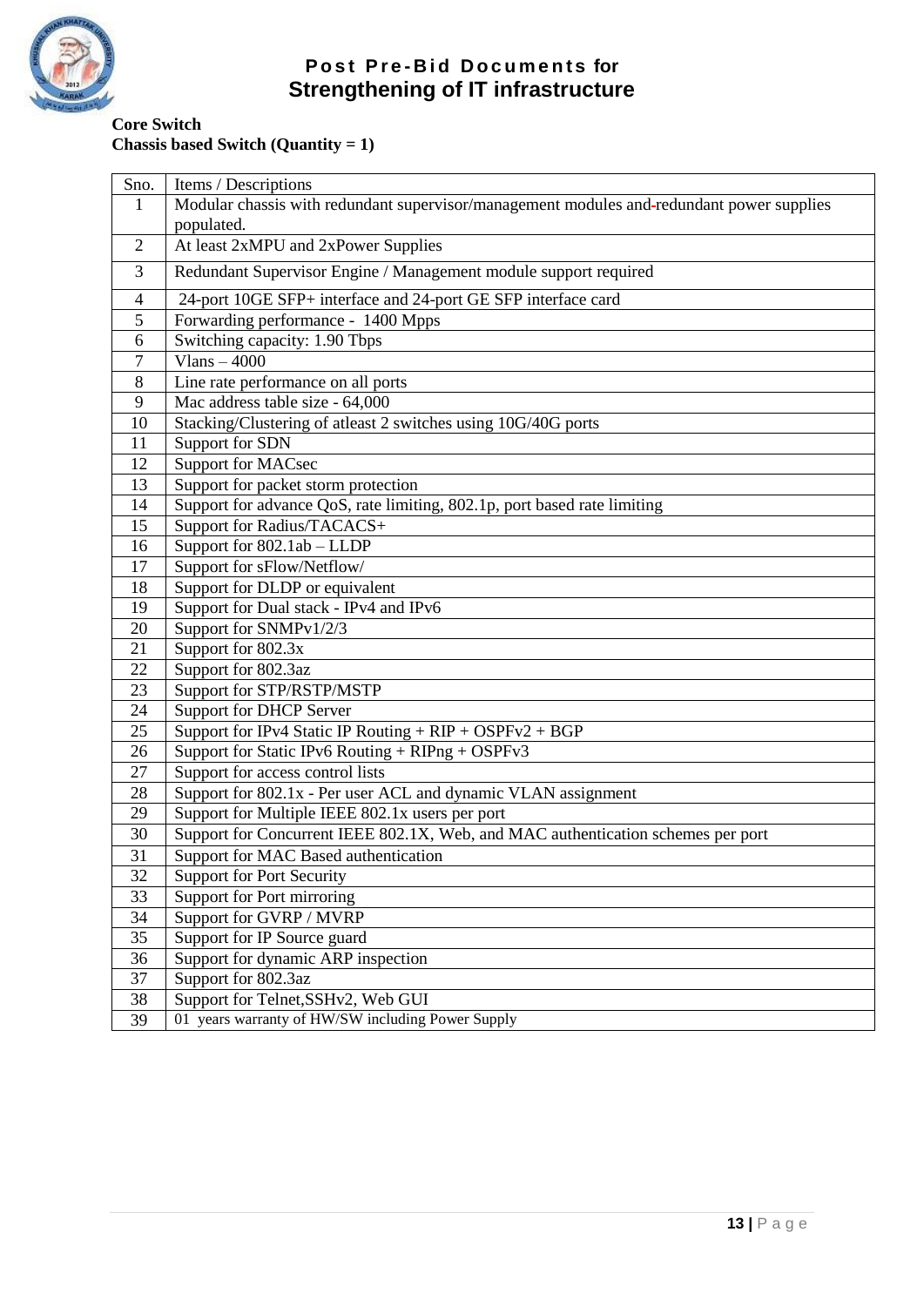**Core Switch**
**Chassis based Switch (Quantity = 1)**

| Sno. | Items / Descriptions |
|---|---|
| 1 | Modular chassis with redundant supervisor/management modules and-redundant power supplies populated. |
| 2 | At least 2xMPU and 2xPower Supplies |
| 3 | Redundant Supervisor Engine / Management module support required |
| 4 | 24-port 10GE SFP+ interface and 24-port GE SFP interface card |
| 5 | Forwarding performance - 1400 Mpps |
| 6 | Switching capacity: 1.90 Tbps |
| 7 | Vlans – 4000 |
| 8 | Line rate performance on all ports |
| 9 | Mac address table size - 64,000 |
| 10 | Stacking/Clustering of atleast 2 switches using 10G/40G ports |
| 11 | Support for SDN |
| 12 | Support for MACsec |
| 13 | Support for packet storm protection |
| 14 | Support for advance QoS, rate limiting, 802.1p, port based rate limiting |
| 15 | Support for Radius/TACACS+ |
| 16 | Support for 802.1ab – LLDP |
| 17 | Support for sFlow/Netflow/ |
| 18 | Support for DLDP or equivalent |
| 19 | Support for Dual stack - IPv4 and IPv6 |
| 20 | Support for SNMPv1/2/3 |
| 21 | Support for 802.3x |
| 22 | Support for 802.3az |
| 23 | Support for STP/RSTP/MSTP |
| 24 | Support for DHCP Server |
| 25 | Support for IPv4 Static IP Routing + RIP + OSPFv2 + BGP |
| 26 | Support for Static IPv6 Routing + RIPng + OSPFv3 |
| 27 | Support for access control lists |
| 28 | Support for 802.1x - Per user ACL and dynamic VLAN assignment |
| 29 | Support for Multiple IEEE 802.1x users per port |
| 30 | Support for Concurrent IEEE 802.1X, Web, and MAC authentication schemes per port |
| 31 | Support for MAC Based authentication |
| 32 | Support for Port Security |
| 33 | Support for Port mirroring |
| 34 | Support for GVRP / MVRP |
| 35 | Support for IP Source guard |
| 36 | Support for dynamic ARP inspection |
| 37 | Support for 802.3az |
| 38 | Support for Telnet,SSHv2, Web GUI |
| 39 | 01 years warranty of HW/SW including Power Supply |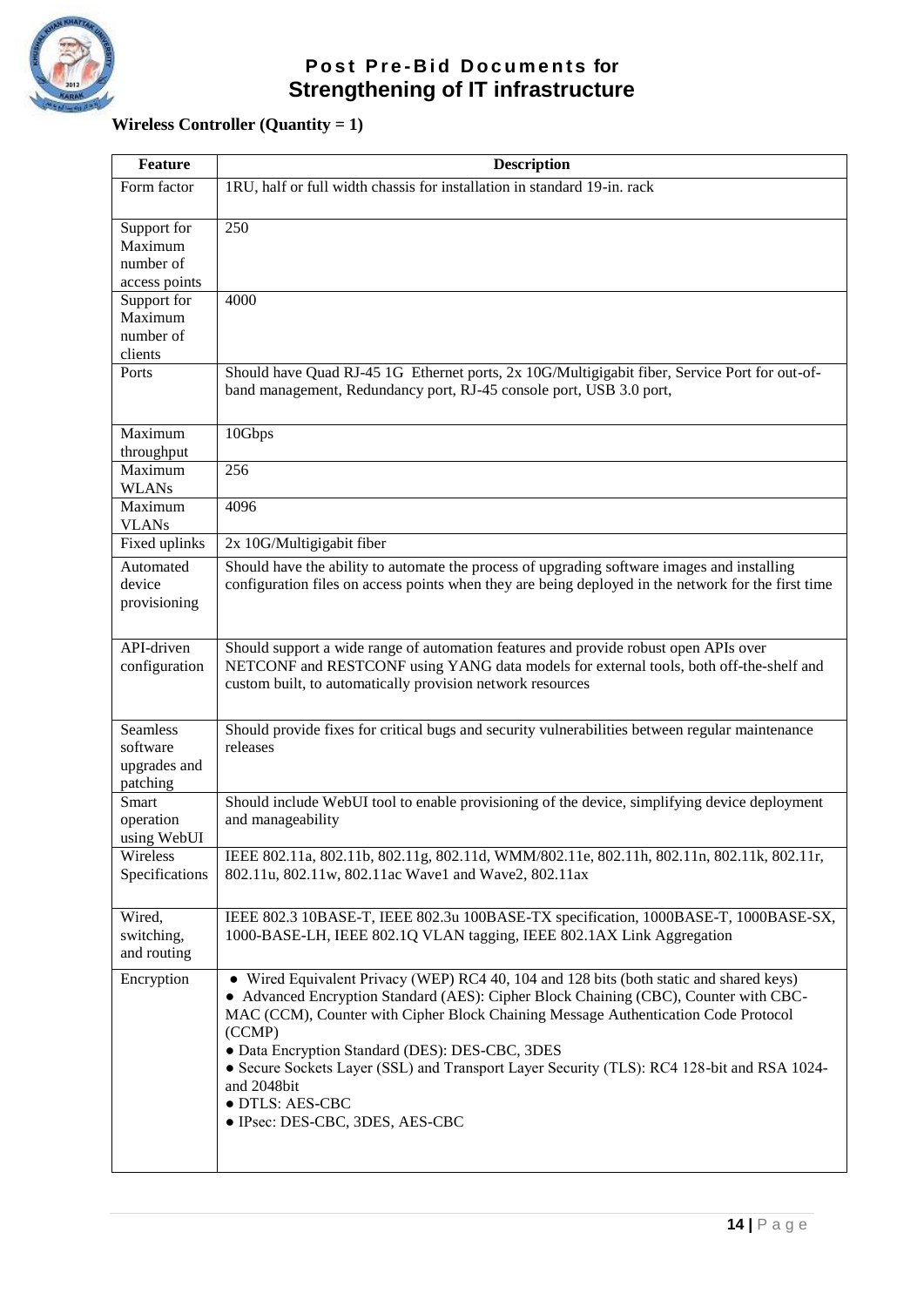**Wireless Controller (Quantity = 1)**

| Feature | Description |
|---|---|
| Form factor | 1RU, half or full width chassis for installation in standard 19-in. rack |
| Support for Maximum number of access points | 250 |
| Support for Maximum number of clients | 4000 |
| Ports | Should have Quad RJ-45 1G Ethernet ports, 2x 10G/Multigigabit fiber, Service Port for out-of-band management, Redundancy port, RJ-45 console port, USB 3.0 port, |
| Maximum throughput | 10Gbps |
| Maximum WLANs | 256 |
| Maximum VLANs | 4096 |
| Fixed uplinks | 2x 10G/Multigigabit fiber |
| Automated device provisioning | Should have the ability to automate the process of upgrading software images and installing configuration files on access points when they are being deployed in the network for the first time |
| API-driven configuration | Should support a wide range of automation features and provide robust open APIs over NETCONF and RESTCONF using YANG data models for external tools, both off-the-shelf and custom built, to automatically provision network resources |
| Seamless software upgrades and patching | Should provide fixes for critical bugs and security vulnerabilities between regular maintenance releases |
| Smart operation using WebUI | Should include WebUI tool to enable provisioning of the device, simplifying device deployment and manageability |
| Wireless Specifications | IEEE 802.11a, 802.11b, 802.11g, 802.11d, WMM/802.11e, 802.11h, 802.11n, 802.11k, 802.11r, 802.11u, 802.11w, 802.11ac Wave1 and Wave2, 802.11ax |
| Wired, switching, and routing | IEEE 802.3 10BASE-T, IEEE 802.3u 100BASE-TX specification, 1000BASE-T, 1000BASE-SX, 1000-BASE-LH, IEEE 802.1Q VLAN tagging, IEEE 802.1AX Link Aggregation |
| Encryption | • Wired Equivalent Privacy (WEP) RC4 40, 104 and 128 bits (both static and shared keys) • Advanced Encryption Standard (AES): Cipher Block Chaining (CBC), Counter with CBC-MAC (CCM), Counter with Cipher Block Chaining Message Authentication Code Protocol (CCMP) • Data Encryption Standard (DES): DES-CBC, 3DES • Secure Sockets Layer (SSL) and Transport Layer Security (TLS): RC4 128-bit and RSA 1024- and 2048bit • DTLS: AES-CBC • IPsec: DES-CBC, 3DES, AES-CBC |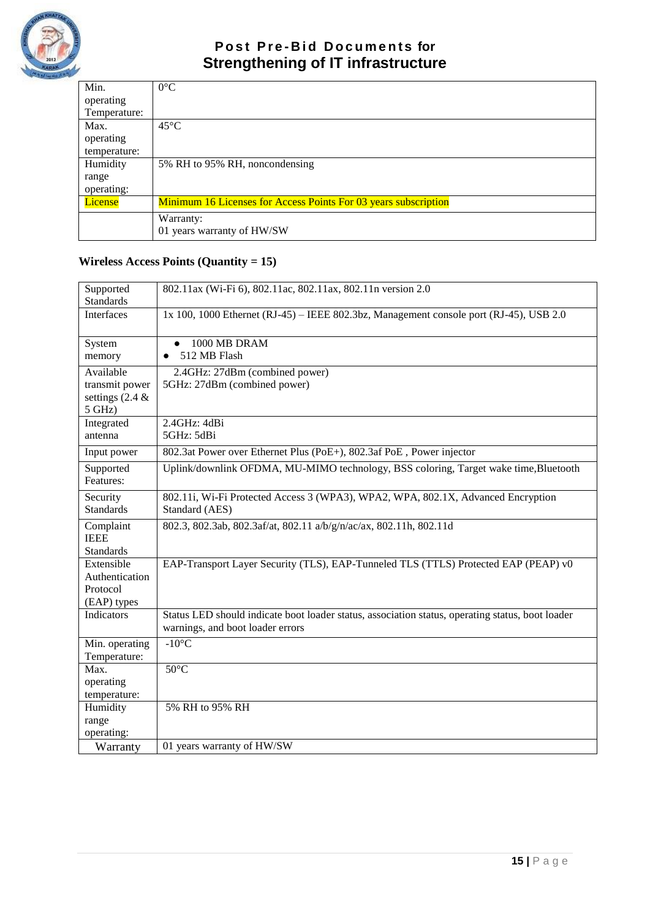| Min. operating Temperature: | 0°C |
|---|---|
| Max. operating temperature: | 45°C |
| Humidity range operating: | 5% RH to 95% RH, noncondensing |
| License | Minimum 16 Licenses for Access Points For 03 years subscription |
| | Warranty:<br>01 years warranty of HW/SW |

**Wireless Access Points (Quantity = 15)**

| Supported Standards | 802.11ax (Wi-Fi 6), 802.11ac, 802.11ax, 802.11n version 2.0 |
|---|---|
| Interfaces | 1x 100, 1000 Ethernet (RJ-45) – IEEE 802.3bz, Management console port (RJ-45), USB 2.0 |
| System memory | • 1000 MB DRAM<br>• 512 MB Flash |
| Available transmit power settings (2.4 & 5 GHz) | 2.4GHz: 27dBm (combined power)<br>5GHz: 27dBm (combined power) |
| Integrated antenna | 2.4GHz: 4dBi<br>5GHz: 5dBi |
| Input power | 802.3at Power over Ethernet Plus (PoE+), 802.3af PoE , Power injector |
| Supported Features: | Uplink/downlink OFDMA, MU-MIMO technology, BSS coloring, Target wake time,Bluetooth |
| Security Standards | 802.11i, Wi-Fi Protected Access 3 (WPA3), WPA2, WPA, 802.1X, Advanced Encryption Standard (AES) |
| Complaint IEEE Standards | 802.3, 802.3ab, 802.3af/at, 802.11 a/b/g/n/ac/ax, 802.11h, 802.11d |
| Extensible Authentication Protocol (EAP) types | EAP-Transport Layer Security (TLS), EAP-Tunneled TLS (TTLS) Protected EAP (PEAP) v0 |
| Indicators | Status LED should indicate boot loader status, association status, operating status, boot loader warnings, and boot loader errors |
| Min. operating Temperature: | -10°C |
| Max. operating temperature: | 50°C |
| Humidity range operating: | 5% RH to 95% RH |
| Warranty | 01 years warranty of HW/SW |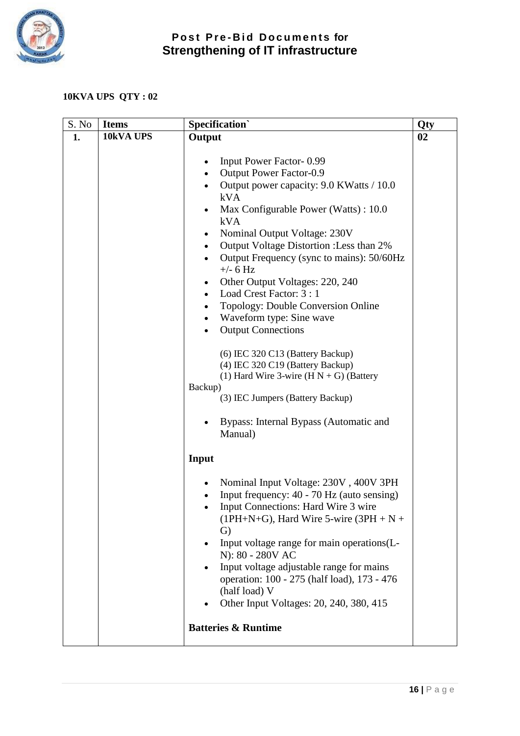**10KVA UPS  QTY : 02**

| S. No | Items | Specification` | Qty |
|---|---|---|---|
| **1.** | **10kVA UPS** | **Output**<br><br>• Input Power Factor- 0.99<br>• Output Power Factor-0.9<br>• Output power capacity: 9.0 KWatts / 10.0 kVA<br>• Max Configurable Power (Watts) : 10.0 kVA<br>• Nominal Output Voltage: 230V<br>• Output Voltage Distortion :Less than 2%<br>• Output Frequency (sync to mains): 50/60Hz +/- 6 Hz<br>• Other Output Voltages: 220, 240<br>• Load Crest Factor: 3 : 1<br>• Topology: Double Conversion Online<br>• Waveform type: Sine wave<br>• Output Connections<br><br>(6) IEC 320 C13 (Battery Backup)<br>(4) IEC 320 C19 (Battery Backup)<br>(1) Hard Wire 3-wire (H N + G) (Battery Backup)<br>(3) IEC Jumpers (Battery Backup)<br><br>• Bypass: Internal Bypass (Automatic and Manual)<br><br>**Input**<br><br>• Nominal Input Voltage: 230V , 400V 3PH<br>• Input frequency: 40 - 70 Hz (auto sensing)<br>• Input Connections: Hard Wire 3 wire (1PH+N+G), Hard Wire 5-wire (3PH + N + G)<br>• Input voltage range for main operations(L-N): 80 - 280V AC<br>• Input voltage adjustable range for mains operation: 100 - 275 (half load), 173 - 476 (half load) V<br>• Other Input Voltages: 20, 240, 380, 415<br><br>**Batteries & Runtime** | **02** |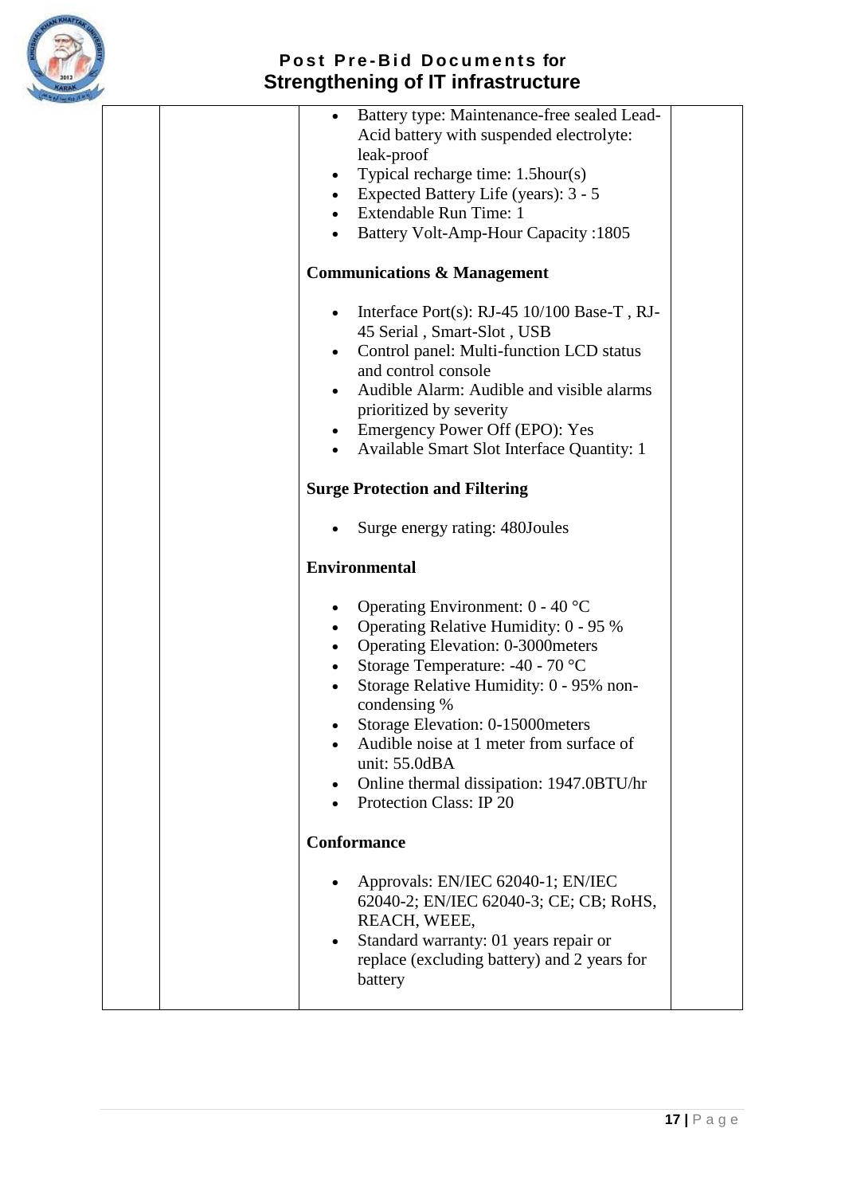| | | | |
|---|---|---|---|
| | | • Battery type: Maintenance-free sealed Lead-Acid battery with suspended electrolyte: leak-proof<br>• Typical recharge time: 1.5hour(s)<br>• Expected Battery Life (years): 3 - 5<br>• Extendable Run Time: 1<br>• Battery Volt-Amp-Hour Capacity :1805<br><br>**Communications & Management**<br><br>• Interface Port(s): RJ-45 10/100 Base-T , RJ-45 Serial , Smart-Slot , USB<br>• Control panel: Multi-function LCD status and control console<br>• Audible Alarm: Audible and visible alarms prioritized by severity<br>• Emergency Power Off (EPO): Yes<br>• Available Smart Slot Interface Quantity: 1<br><br>**Surge Protection and Filtering**<br><br>• Surge energy rating: 480Joules<br><br>**Environmental**<br><br>• Operating Environment: 0 - 40 °C<br>• Operating Relative Humidity: 0 - 95 %<br>• Operating Elevation: 0-3000meters<br>• Storage Temperature: -40 - 70 °C<br>• Storage Relative Humidity: 0 - 95% non-condensing %<br>• Storage Elevation: 0-15000meters<br>• Audible noise at 1 meter from surface of unit: 55.0dBA<br>• Online thermal dissipation: 1947.0BTU/hr<br>• Protection Class: IP 20<br><br>**Conformance**<br><br>• Approvals: EN/IEC 62040-1; EN/IEC 62040-2; EN/IEC 62040-3; CE; CB; RoHS, REACH, WEEE,<br>• Standard warranty: 01 years repair or replace (excluding battery) and 2 years for battery | |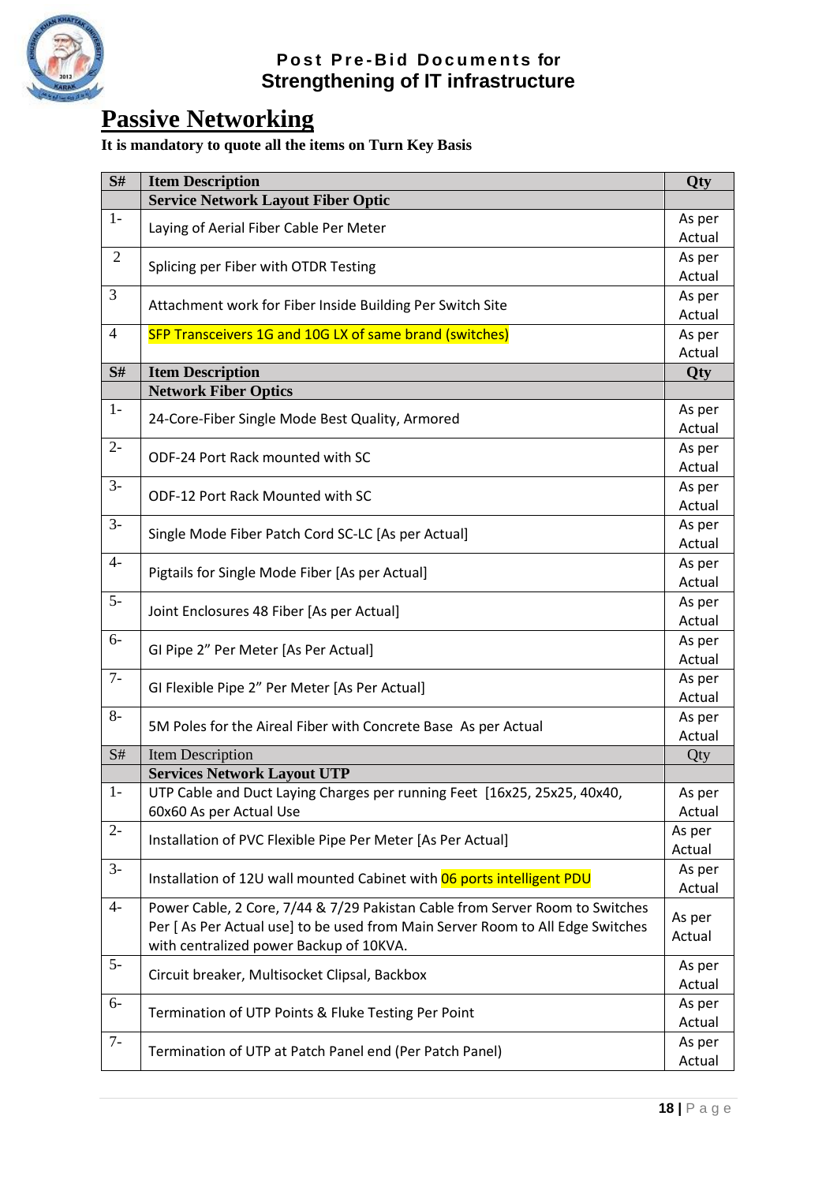# Passive Networking

**It is mandatory to quote all the items on Turn Key Basis**

| S# | Item Description | Qty |
|---|---|---|
| | **Service Network Layout Fiber Optic** | |
| 1- | Laying of Aerial Fiber Cable Per Meter | As per Actual |
| 2 | Splicing per Fiber with OTDR Testing | As per Actual |
| 3 | Attachment work for Fiber Inside Building Per Switch Site | As per Actual |
| 4 | SFP Transceivers 1G and 10G LX of same brand (switches) | As per Actual |
| **S#** | **Item Description** | **Qty** |
| | **Network Fiber Optics** | |
| 1- | 24-Core-Fiber Single Mode Best Quality, Armored | As per Actual |
| 2- | ODF-24 Port Rack mounted with SC | As per Actual |
| 3- | ODF-12 Port Rack Mounted with SC | As per Actual |
| 3- | Single Mode Fiber Patch Cord SC-LC [As per Actual] | As per Actual |
| 4- | Pigtails for Single Mode Fiber [As per Actual] | As per Actual |
| 5- | Joint Enclosures 48 Fiber [As per Actual] | As per Actual |
| 6- | GI Pipe 2" Per Meter [As Per Actual] | As per Actual |
| 7- | GI Flexible Pipe 2" Per Meter [As Per Actual] | As per Actual |
| 8- | 5M Poles for the Aireal Fiber with Concrete Base As per Actual | As per Actual |
| S# | Item Description | Qty |
| | **Services Network Layout UTP** | |
| 1- | UTP Cable and Duct Laying Charges per running Feet [16x25, 25x25, 40x40, 60x60 As per Actual Use | As per Actual |
| 2- | Installation of PVC Flexible Pipe Per Meter [As Per Actual] | As per Actual |
| 3- | Installation of 12U wall mounted Cabinet with 06 ports intelligent PDU | As per Actual |
| 4- | Power Cable, 2 Core, 7/44 & 7/29 Pakistan Cable from Server Room to Switches Per [ As Per Actual use] to be used from Main Server Room to All Edge Switches with centralized power Backup of 10KVA. | As per Actual |
| 5- | Circuit breaker, Multisocket Clipsal, Backbox | As per Actual |
| 6- | Termination of UTP Points & Fluke Testing Per Point | As per Actual |
| 7- | Termination of UTP at Patch Panel end (Per Patch Panel) | As per Actual |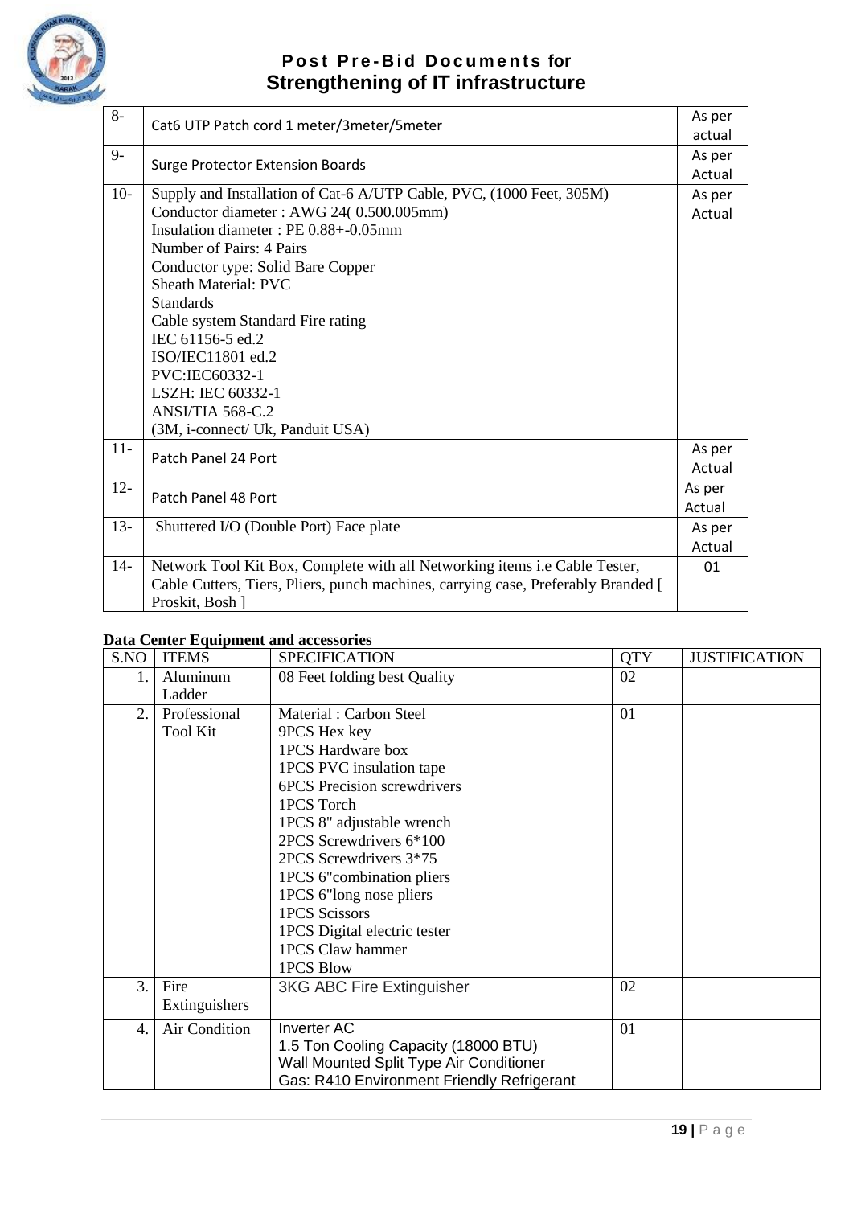| | | |
|---|---|---|
| 8- | Cat6 UTP Patch cord 1 meter/3meter/5meter | As per actual |
| 9- | Surge Protector Extension Boards | As per Actual |
| 10- | Supply and Installation of Cat-6 A/UTP Cable, PVC, (1000 Feet, 305M)<br>Conductor diameter : AWG 24( 0.500.005mm)<br>Insulation diameter : PE 0.88+-0.05mm<br>Number of Pairs: 4 Pairs<br>Conductor type: Solid Bare Copper<br>Sheath Material: PVC<br>Standards<br>Cable system Standard Fire rating<br>IEC 61156-5 ed.2<br>ISO/IEC11801 ed.2<br>PVC:IEC60332-1<br>LSZH: IEC 60332-1<br>ANSI/TIA 568-C.2<br>(3M, i-connect/ Uk, Panduit USA) | As per Actual |
| 11- | Patch Panel 24 Port | As per Actual |
| 12- | Patch Panel 48 Port | As per Actual |
| 13- | Shuttered I/O (Double Port) Face plate | As per Actual |
| 14- | Network Tool Kit Box, Complete with all Networking items i.e Cable Tester, Cable Cutters, Tiers, Pliers, punch machines, carrying case, Preferably Branded [ Proskit, Bosh ] | 01 |

**Data Center Equipment and accessories**

| S.NO | ITEMS | SPECIFICATION | QTY | JUSTIFICATION |
|---|---|---|---|---|
| 1. | Aluminum Ladder | 08 Feet folding best Quality | 02 | |
| 2. | Professional Tool Kit | Material : Carbon Steel<br>9PCS Hex key<br>1PCS Hardware box<br>1PCS PVC insulation tape<br>6PCS Precision screwdrivers<br>1PCS Torch<br>1PCS 8" adjustable wrench<br>2PCS Screwdrivers 6*100<br>2PCS Screwdrivers 3*75<br>1PCS 6"combination pliers<br>1PCS 6"long nose pliers<br>1PCS Scissors<br>1PCS Digital electric tester<br>1PCS Claw hammer<br>1PCS Blow | 01 | |
| 3. | Fire Extinguishers | 3KG ABC Fire Extinguisher | 02 | |
| 4. | Air Condition | Inverter AC<br>1.5 Ton Cooling Capacity (18000 BTU)<br>Wall Mounted Split Type Air Conditioner<br>Gas: R410 Environment Friendly Refrigerant | 01 | |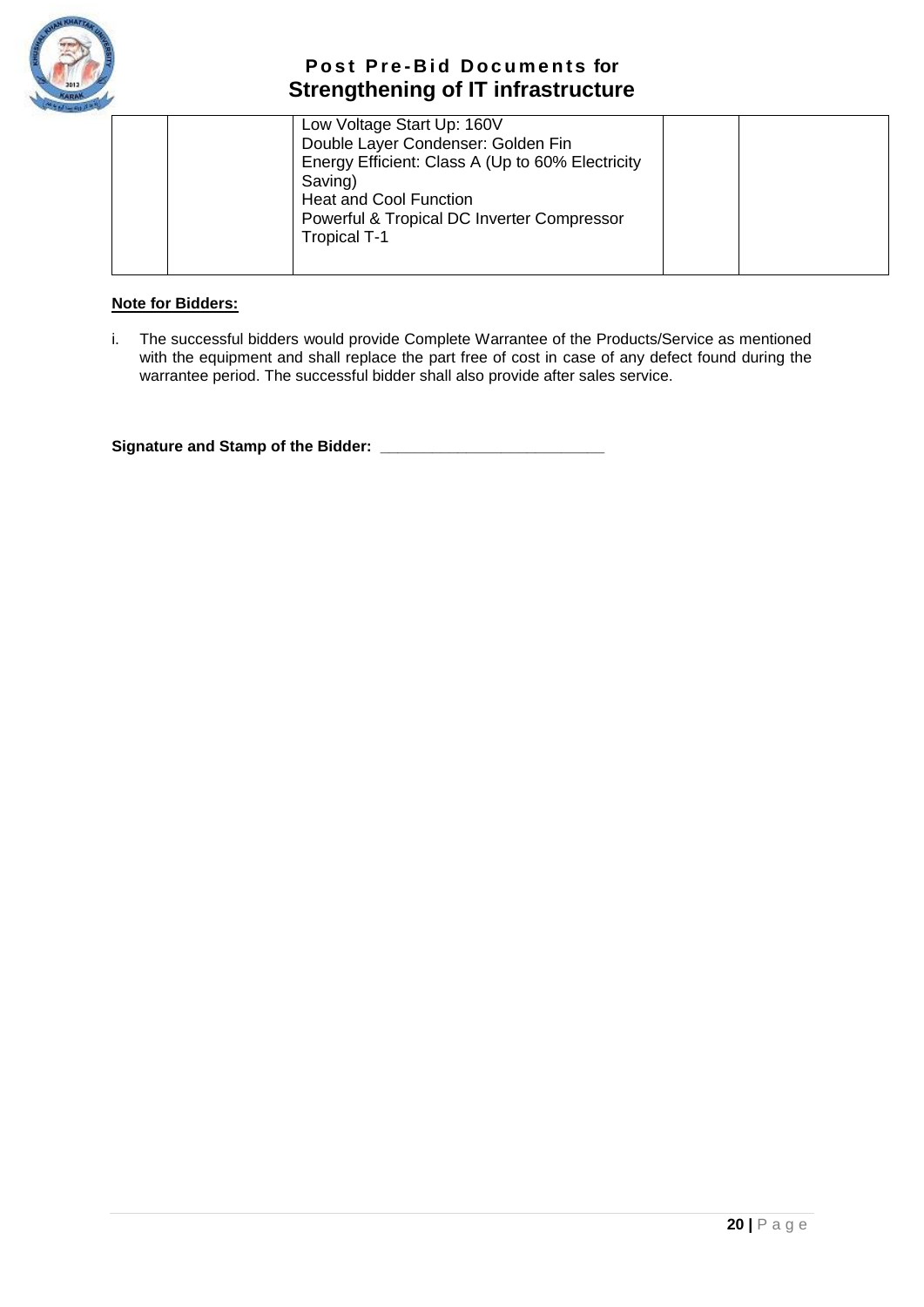| | | | | |
|---|---|---|---|---|
| | | Low Voltage Start Up: 160V<br>Double Layer Condenser: Golden Fin<br>Energy Efficient: Class A (Up to 60% Electricity Saving)<br>Heat and Cool Function<br>Powerful & Tropical DC Inverter Compressor<br>Tropical T-1 | | |

**Note for Bidders:**

i. The successful bidders would provide Complete Warrantee of the Products/Service as mentioned with the equipment and shall replace the part free of cost in case of any defect found during the warrantee period. The successful bidder shall also provide after sales service.

**Signature and Stamp of the Bidder: ___________________________**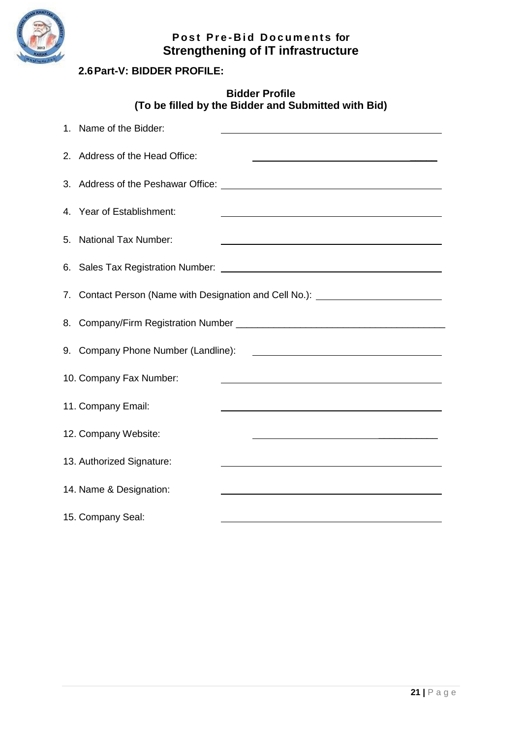## 2.6 Part-V: BIDDER PROFILE:

**Bidder Profile**
**(To be filled by the Bidder and Submitted with Bid)**

1. Name of the Bidder: ______________________________
2. Address of the Head Office: ______________________________
3. Address of the Peshawar Office: ______________________________
4. Year of Establishment: ______________________________
5. National Tax Number: ______________________________
6. Sales Tax Registration Number: ______________________________
7. Contact Person (Name with Designation and Cell No.): ______________________________
8. Company/Firm Registration Number ______________________________
9. Company Phone Number (Landline): ______________________________
10. Company Fax Number: ______________________________
11. Company Email: ______________________________
12. Company Website: ______________________________
13. Authorized Signature: ______________________________
14. Name & Designation: ______________________________
15. Company Seal: ______________________________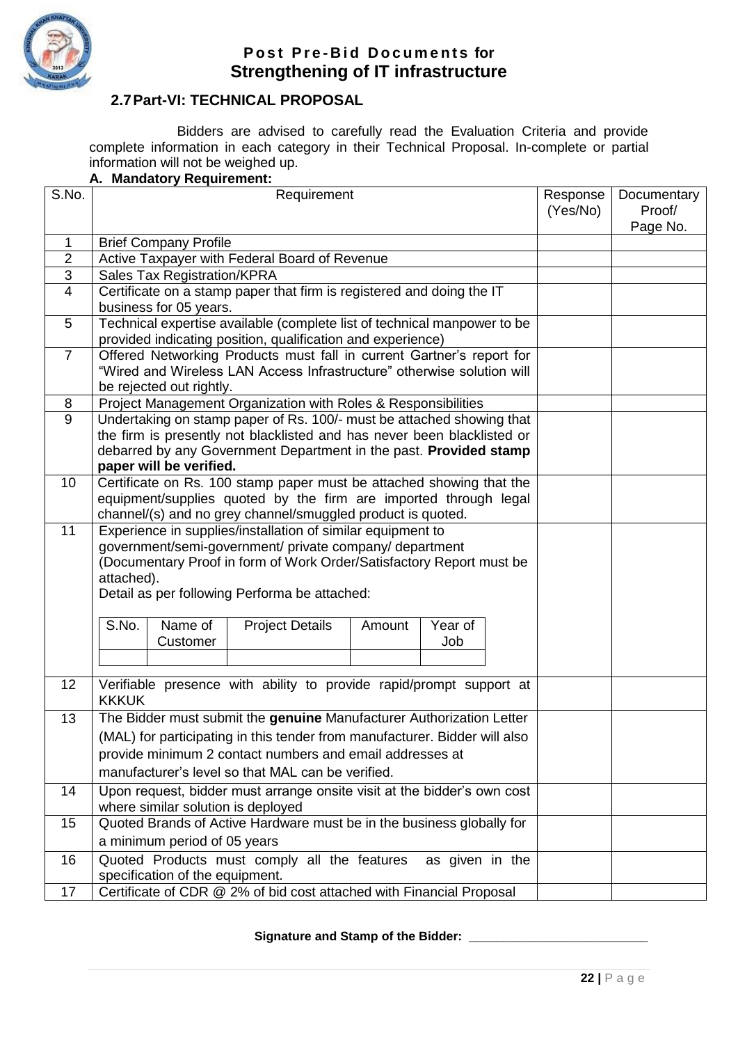## 2.7 Part-VI: TECHNICAL PROPOSAL

Bidders are advised to carefully read the Evaluation Criteria and provide complete information in each category in their Technical Proposal. In-complete or partial information will not be weighed up.

### A. Mandatory Requirement:

| S.No. | Requirement | Response (Yes/No) | Documentary Proof/ Page No. |
|---|---|---|---|
| 1 | Brief Company Profile | | |
| 2 | Active Taxpayer with Federal Board of Revenue | | |
| 3 | Sales Tax Registration/KPRA | | |
| 4 | Certificate on a stamp paper that firm is registered and doing the IT business for 05 years. | | |
| 5 | Technical expertise available (complete list of technical manpower to be provided indicating position, qualification and experience) | | |
| 7 | Offered Networking Products must fall in current Gartner's report for "Wired and Wireless LAN Access Infrastructure" otherwise solution will be rejected out rightly. | | |
| 8 | Project Management Organization with Roles & Responsibilities | | |
| 9 | Undertaking on stamp paper of Rs. 100/- must be attached showing that the firm is presently not blacklisted and has never been blacklisted or debarred by any Government Department in the past. **Provided stamp paper will be verified.** | | |
| 10 | Certificate on Rs. 100 stamp paper must be attached showing that the equipment/supplies quoted by the firm are imported through legal channel/(s) and no grey channel/smuggled product is quoted. | | |
| 11 | Experience in supplies/installation of similar equipment to government/semi-government/ private company/ department (Documentary Proof in form of Work Order/Satisfactory Report must be attached).<br>Detail as per following Performa be attached:<br>S.No. \| Name of Customer \| Project Details \| Amount \| Year of Job | | |
| 12 | Verifiable presence with ability to provide rapid/prompt support at KKKUK | | |
| 13 | The Bidder must submit the **genuine** Manufacturer Authorization Letter (MAL) for participating in this tender from manufacturer. Bidder will also provide minimum 2 contact numbers and email addresses at manufacturer's level so that MAL can be verified. | | |
| 14 | Upon request, bidder must arrange onsite visit at the bidder's own cost where similar solution is deployed | | |
| 15 | Quoted Brands of Active Hardware must be in the business globally for a minimum period of 05 years | | |
| 16 | Quoted Products must comply all the features as given in the specification of the equipment. | | |
| 17 | Certificate of CDR @ 2% of bid cost attached with Financial Proposal | | |

**Signature and Stamp of the Bidder:** ___________________________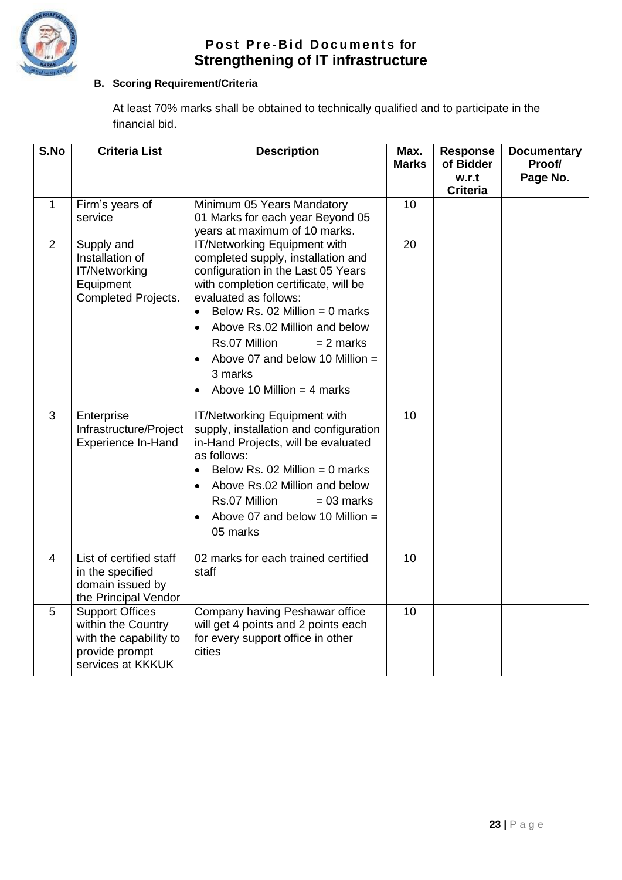### B. Scoring Requirement/Criteria

At least 70% marks shall be obtained to technically qualified and to participate in the financial bid.

| S.No | Criteria List | Description | Max. Marks | Response of Bidder w.r.t Criteria | Documentary Proof/ Page No. |
|---|---|---|---|---|---|
| 1 | Firm's years of service | Minimum 05 Years Mandatory 01 Marks for each year Beyond 05 years at maximum of 10 marks. | 10 | | |
| 2 | Supply and Installation of IT/Networking Equipment Completed Projects. | IT/Networking Equipment with completed supply, installation and configuration in the Last 05 Years with completion certificate, will be evaluated as follows: <br> • Below Rs. 02 Million = 0 marks <br> • Above Rs.02 Million and below Rs.07 Million = 2 marks <br> • Above 07 and below 10 Million = 3 marks <br> • Above 10 Million = 4 marks | 20 | | |
| 3 | Enterprise Infrastructure/Project Experience In-Hand | IT/Networking Equipment with supply, installation and configuration in-Hand Projects, will be evaluated as follows: <br> • Below Rs. 02 Million = 0 marks <br> • Above Rs.02 Million and below Rs.07 Million = 03 marks <br> • Above 07 and below 10 Million = 05 marks | 10 | | |
| 4 | List of certified staff in the specified domain issued by the Principal Vendor | 02 marks for each trained certified staff | 10 | | |
| 5 | Support Offices within the Country with the capability to provide prompt services at KKKUK | Company having Peshawar office will get 4 points and 2 points each for every support office in other cities | 10 | | |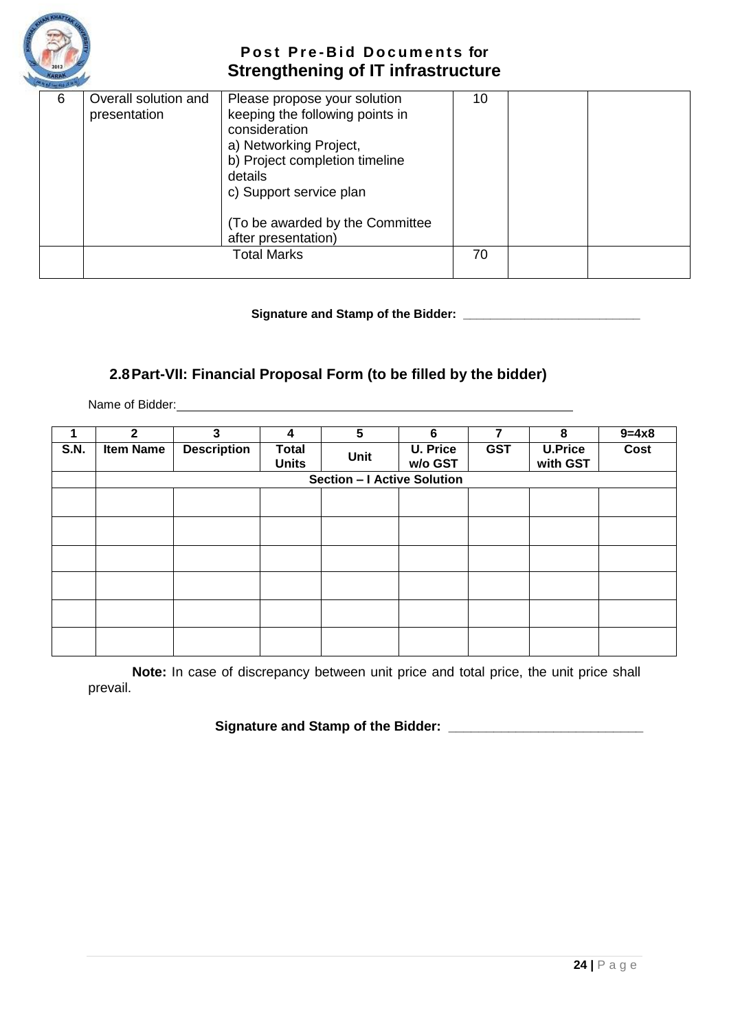| 6 | Overall solution and presentation | Please propose your solution keeping the following points in consideration<br>a) Networking Project,<br>b) Project completion timeline details<br>c) Support service plan<br><br>(To be awarded by the Committee after presentation) | 10 | | |
|---|---|---|---|---|---|
| | Total Marks | | 70 | | |

**Signature and Stamp of the Bidder: ___________________________**

## 2.8 Part-VII: Financial Proposal Form (to be filled by the bidder)

Name of Bidder: ____________________________________________________________

| 1 | 2 | 3 | 4 | 5 | 6 | 7 | 8 | 9=4x8 |
|---|---|---|---|---|---|---|---|---|
| **S.N.** | **Item Name** | **Description** | **Total Units** | **Unit** | **U. Price w/o GST** | **GST** | **U.Price with GST** | **Cost** |
| | **Section – I Active Solution** | | | | | | | |
| | | | | | | | | |
| | | | | | | | | |
| | | | | | | | | |
| | | | | | | | | |
| | | | | | | | | |
| | | | | | | | | |

**Note:** In case of discrepancy between unit price and total price, the unit price shall prevail.

**Signature and Stamp of the Bidder: ___________________________**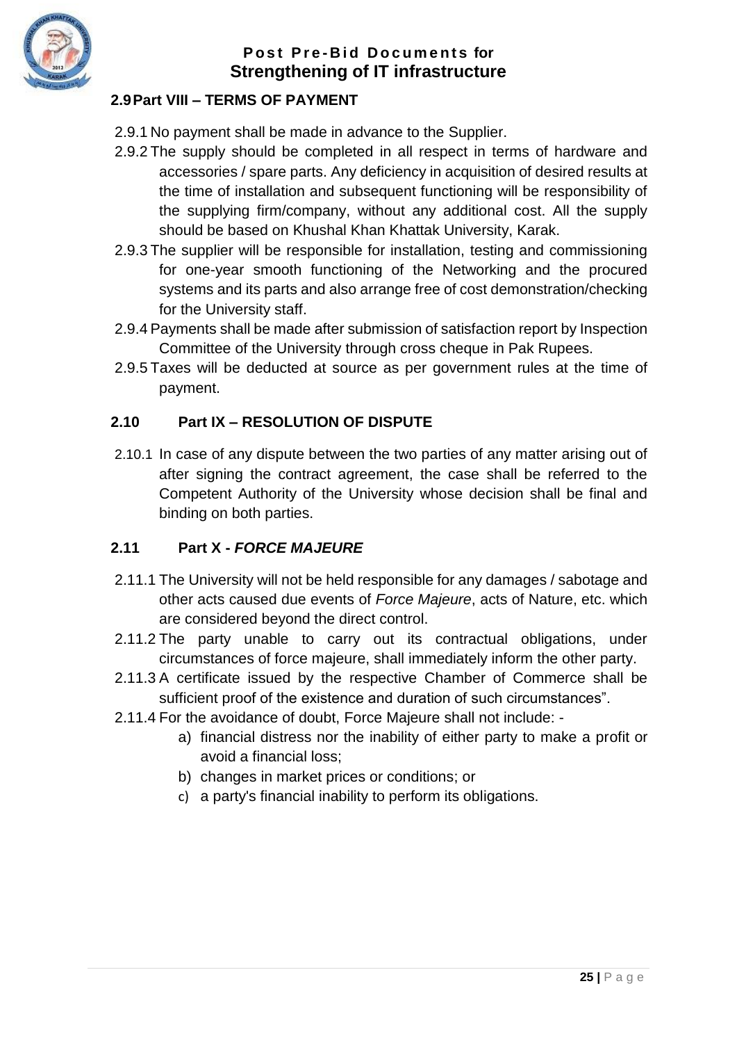## 2.9 Part VIII – TERMS OF PAYMENT

2.9.1 No payment shall be made in advance to the Supplier.

2.9.2 The supply should be completed in all respect in terms of hardware and accessories / spare parts. Any deficiency in acquisition of desired results at the time of installation and subsequent functioning will be responsibility of the supplying firm/company, without any additional cost. All the supply should be based on Khushal Khan Khattak University, Karak.

2.9.3 The supplier will be responsible for installation, testing and commissioning for one-year smooth functioning of the Networking and the procured systems and its parts and also arrange free of cost demonstration/checking for the University staff.

2.9.4 Payments shall be made after submission of satisfaction report by Inspection Committee of the University through cross cheque in Pak Rupees.

2.9.5 Taxes will be deducted at source as per government rules at the time of payment.

## 2.10 Part IX – RESOLUTION OF DISPUTE

2.10.1 In case of any dispute between the two parties of any matter arising out of after signing the contract agreement, the case shall be referred to the Competent Authority of the University whose decision shall be final and binding on both parties.

## 2.11 Part X - *FORCE MAJEURE*

2.11.1 The University will not be held responsible for any damages / sabotage and other acts caused due events of *Force Majeure*, acts of Nature, etc. which are considered beyond the direct control.

2.11.2 The party unable to carry out its contractual obligations, under circumstances of force majeure, shall immediately inform the other party.

2.11.3 A certificate issued by the respective Chamber of Commerce shall be sufficient proof of the existence and duration of such circumstances".

2.11.4 For the avoidance of doubt, Force Majeure shall not include: -

a) financial distress nor the inability of either party to make a profit or avoid a financial loss;
b) changes in market prices or conditions; or
c) a party's financial inability to perform its obligations.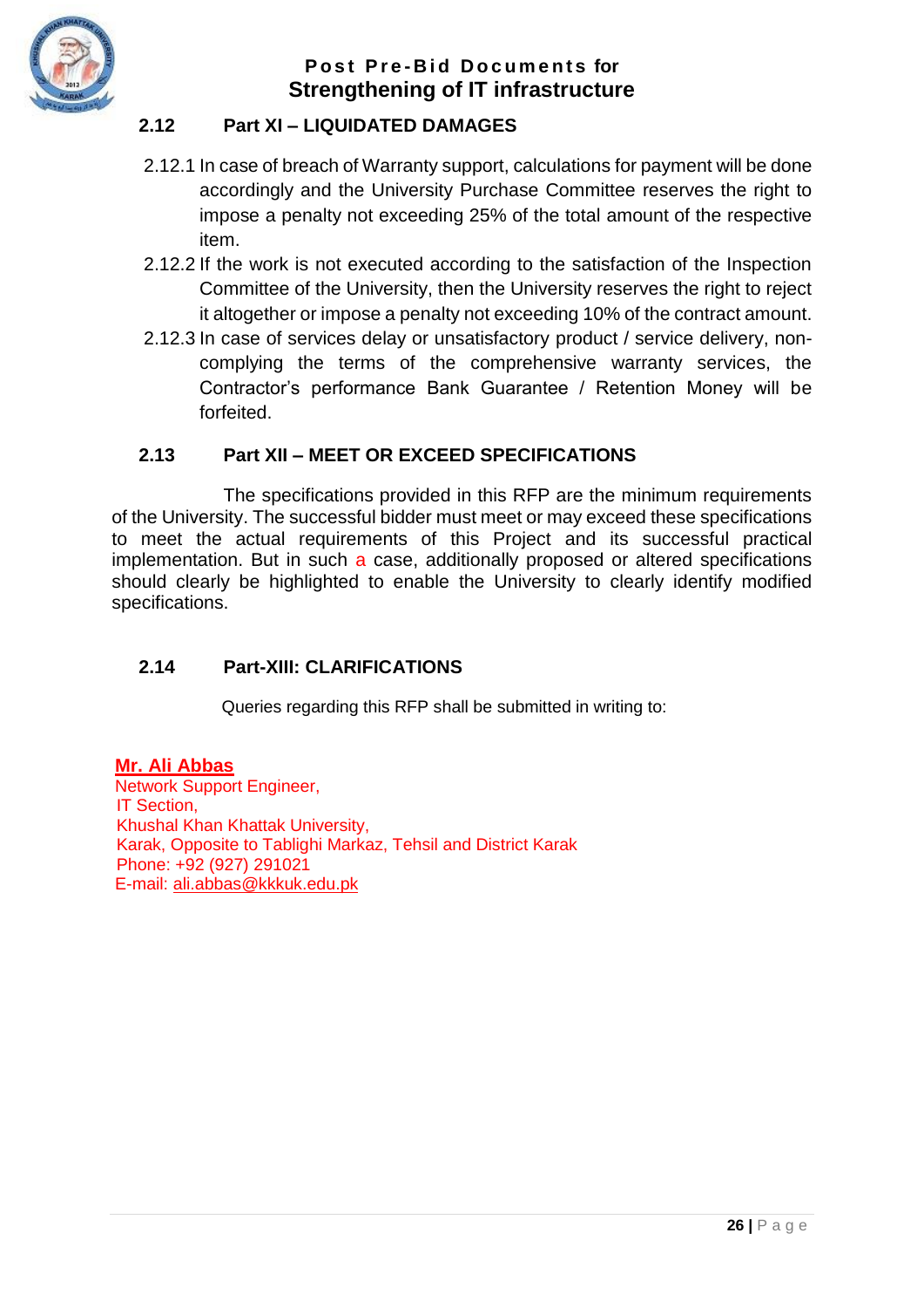### 2.12 Part XI – LIQUIDATED DAMAGES

2.12.1 In case of breach of Warranty support, calculations for payment will be done accordingly and the University Purchase Committee reserves the right to impose a penalty not exceeding 25% of the total amount of the respective item.

2.12.2 If the work is not executed according to the satisfaction of the Inspection Committee of the University, then the University reserves the right to reject it altogether or impose a penalty not exceeding 10% of the contract amount.

2.12.3 In case of services delay or unsatisfactory product / service delivery, non-complying the terms of the comprehensive warranty services, the Contractor's performance Bank Guarantee / Retention Money will be forfeited.

### 2.13 Part XII – MEET OR EXCEED SPECIFICATIONS

The specifications provided in this RFP are the minimum requirements of the University. The successful bidder must meet or may exceed these specifications to meet the actual requirements of this Project and its successful practical implementation. But in such a case, additionally proposed or altered specifications should clearly be highlighted to enable the University to clearly identify modified specifications.

### 2.14 Part-XIII: CLARIFICATIONS

Queries regarding this RFP shall be submitted in writing to:

**Mr. Ali Abbas**
Network Support Engineer,
IT Section,
Khushal Khan Khattak University,
Karak, Opposite to Tablighi Markaz, Tehsil and District Karak
Phone: +92 (927) 291021
E-mail: ali.abbas@kkkuk.edu.pk